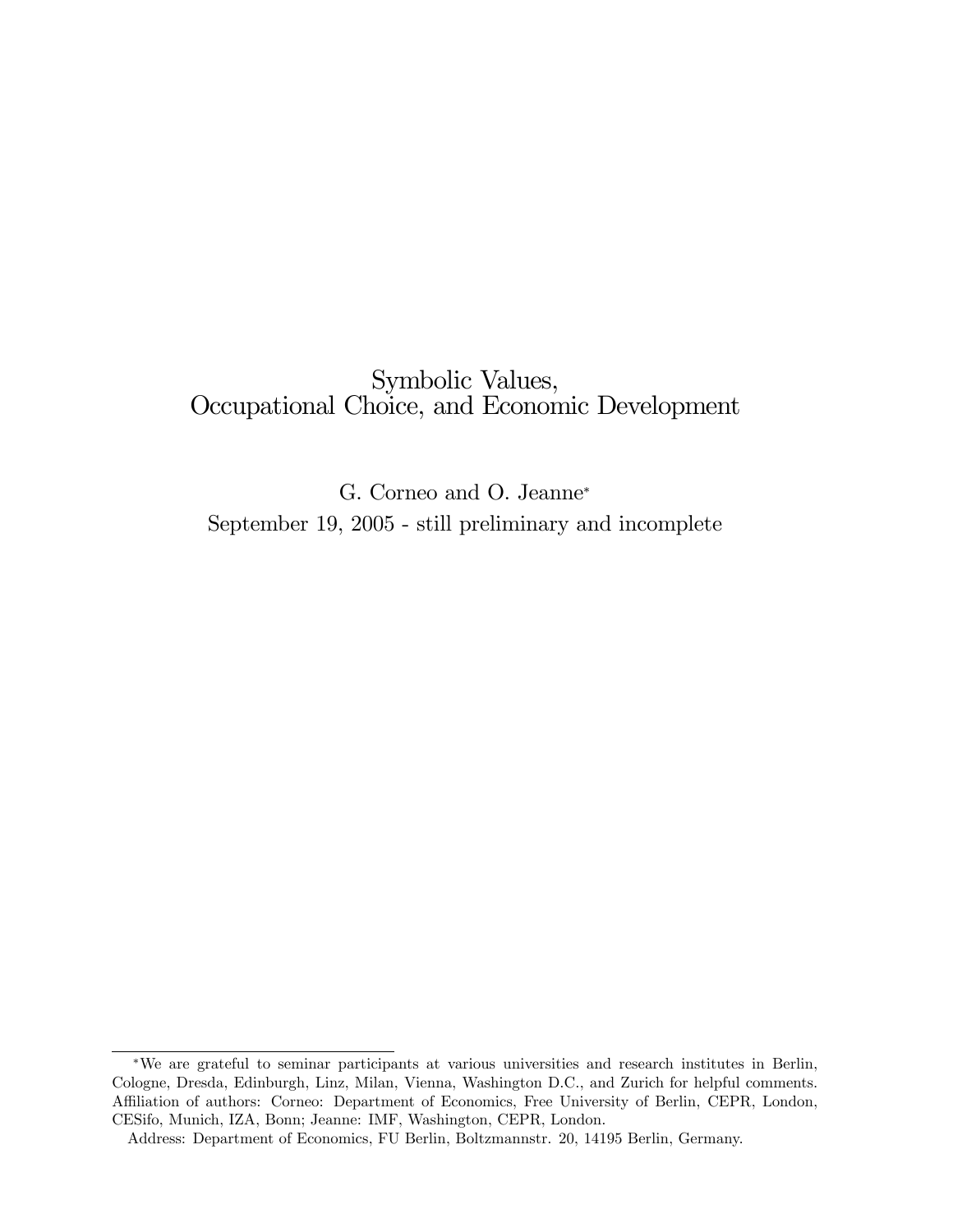# Symbolic Values, Occupational Choice, and Economic Development

G. Corneo and O. Jeanne*

September 19, 2005 - still preliminary and incomplete

---

*We are grateful to seminar participants at various universities and research institutes in Berlin, Cologne, Dresda, Edinburgh, Linz, Milan, Vienna, Washington D.C., and Zurich for helpful comments. Affiliation of authors: Corneo: Department of Economics, Free University of Berlin, CEPR, London, CESifo, Munich, IZA, Bonn; Jeanne: IMF, Washington, CEPR, London.

Address: Department of Economics, FU Berlin, Boltzmannstr. 20, 14195 Berlin, Germany.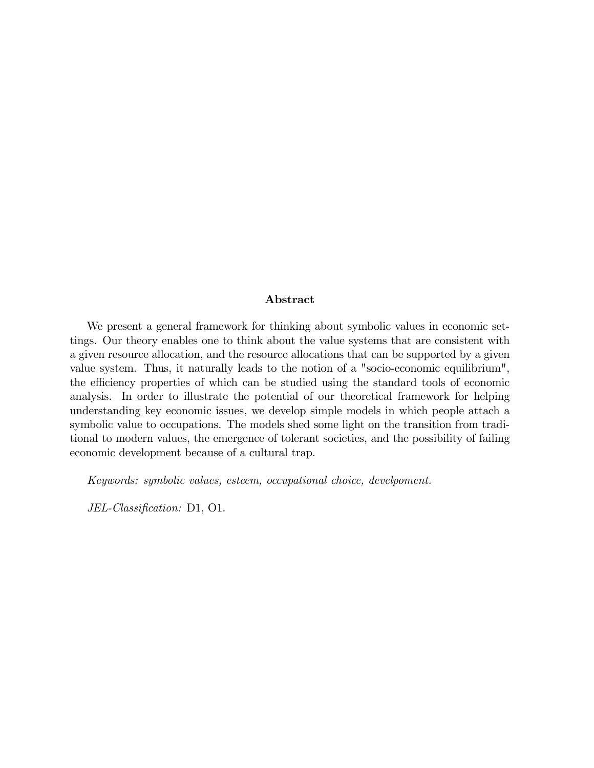## Abstract

We present a general framework for thinking about symbolic values in economic settings. Our theory enables one to think about the value systems that are consistent with a given resource allocation, and the resource allocations that can be supported by a given value system. Thus, it naturally leads to the notion of a "socio-economic equilibrium", the efficiency properties of which can be studied using the standard tools of economic analysis. In order to illustrate the potential of our theoretical framework for helping understanding key economic issues, we develop simple models in which people attach a symbolic value to occupations. The models shed some light on the transition from traditional to modern values, the emergence of tolerant societies, and the possibility of failing economic development because of a cultural trap.

*Keywords: symbolic values, esteem, occupational choice, develpoment.*

*JEL-Classification:* D1, O1.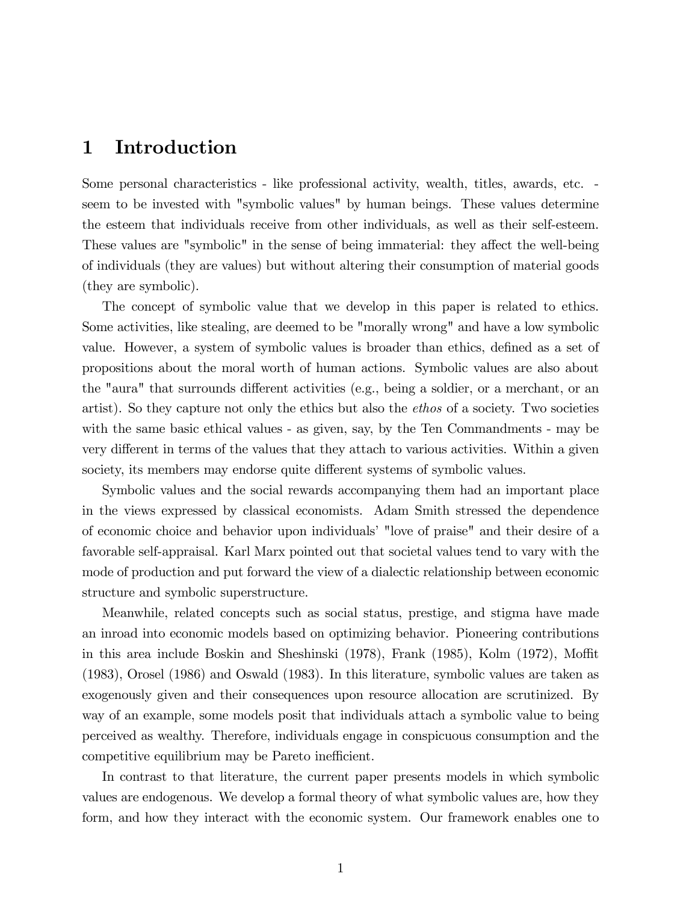# 1 Introduction

Some personal characteristics - like professional activity, wealth, titles, awards, etc. - seem to be invested with "symbolic values" by human beings. These values determine the esteem that individuals receive from other individuals, as well as their self-esteem. These values are "symbolic" in the sense of being immaterial: they affect the well-being of individuals (they are values) but without altering their consumption of material goods (they are symbolic).

The concept of symbolic value that we develop in this paper is related to ethics. Some activities, like stealing, are deemed to be "morally wrong" and have a low symbolic value. However, a system of symbolic values is broader than ethics, defined as a set of propositions about the moral worth of human actions. Symbolic values are also about the "aura" that surrounds different activities (e.g., being a soldier, or a merchant, or an artist). So they capture not only the ethics but also the *ethos* of a society. Two societies with the same basic ethical values - as given, say, by the Ten Commandments - may be very different in terms of the values that they attach to various activities. Within a given society, its members may endorse quite different systems of symbolic values.

Symbolic values and the social rewards accompanying them had an important place in the views expressed by classical economists. Adam Smith stressed the dependence of economic choice and behavior upon individuals' "love of praise" and their desire of a favorable self-appraisal. Karl Marx pointed out that societal values tend to vary with the mode of production and put forward the view of a dialectic relationship between economic structure and symbolic superstructure.

Meanwhile, related concepts such as social status, prestige, and stigma have made an inroad into economic models based on optimizing behavior. Pioneering contributions in this area include Boskin and Sheshinski (1978), Frank (1985), Kolm (1972), Moffit (1983), Orosel (1986) and Oswald (1983). In this literature, symbolic values are taken as exogenously given and their consequences upon resource allocation are scrutinized. By way of an example, some models posit that individuals attach a symbolic value to being perceived as wealthy. Therefore, individuals engage in conspicuous consumption and the competitive equilibrium may be Pareto inefficient.

In contrast to that literature, the current paper presents models in which symbolic values are endogenous. We develop a formal theory of what symbolic values are, how they form, and how they interact with the economic system. Our framework enables one to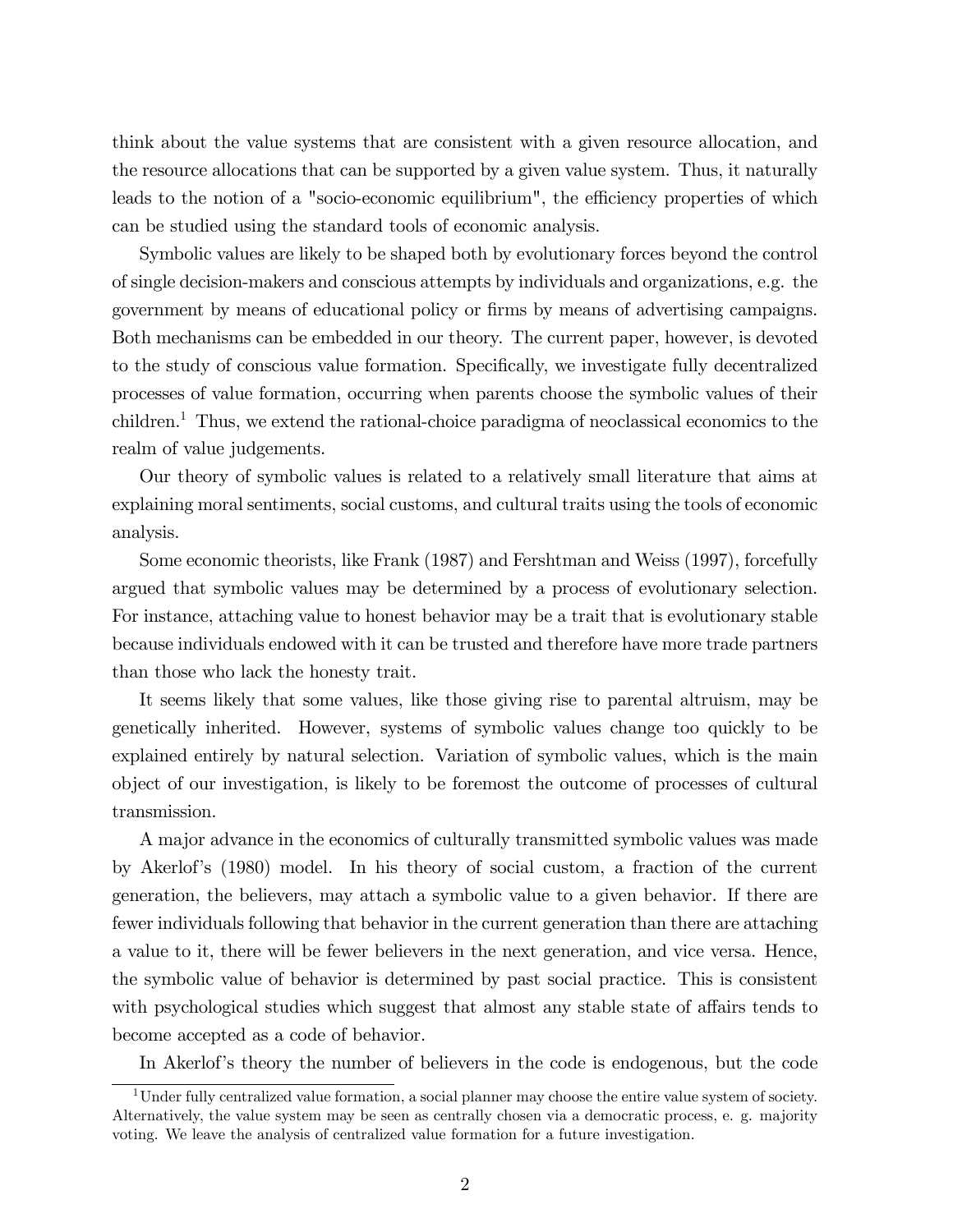think about the value systems that are consistent with a given resource allocation, and the resource allocations that can be supported by a given value system. Thus, it naturally leads to the notion of a "socio-economic equilibrium", the efficiency properties of which can be studied using the standard tools of economic analysis.

Symbolic values are likely to be shaped both by evolutionary forces beyond the control of single decision-makers and conscious attempts by individuals and organizations, e.g. the government by means of educational policy or firms by means of advertising campaigns. Both mechanisms can be embedded in our theory. The current paper, however, is devoted to the study of conscious value formation. Specifically, we investigate fully decentralized processes of value formation, occurring when parents choose the symbolic values of their children.[1] Thus, we extend the rational-choice paradigma of neoclassical economics to the realm of value judgements.

Our theory of symbolic values is related to a relatively small literature that aims at explaining moral sentiments, social customs, and cultural traits using the tools of economic analysis.

Some economic theorists, like Frank (1987) and Fershtman and Weiss (1997), forcefully argued that symbolic values may be determined by a process of evolutionary selection. For instance, attaching value to honest behavior may be a trait that is evolutionary stable because individuals endowed with it can be trusted and therefore have more trade partners than those who lack the honesty trait.

It seems likely that some values, like those giving rise to parental altruism, may be genetically inherited. However, systems of symbolic values change too quickly to be explained entirely by natural selection. Variation of symbolic values, which is the main object of our investigation, is likely to be foremost the outcome of processes of cultural transmission.

A major advance in the economics of culturally transmitted symbolic values was made by Akerlof's (1980) model. In his theory of social custom, a fraction of the current generation, the believers, may attach a symbolic value to a given behavior. If there are fewer individuals following that behavior in the current generation than there are attaching a value to it, there will be fewer believers in the next generation, and vice versa. Hence, the symbolic value of behavior is determined by past social practice. This is consistent with psychological studies which suggest that almost any stable state of affairs tends to become accepted as a code of behavior.

In Akerlof's theory the number of believers in the code is endogenous, but the code

[1] Under fully centralized value formation, a social planner may choose the entire value system of society. Alternatively, the value system may be seen as centrally chosen via a democratic process, e. g. majority voting. We leave the analysis of centralized value formation for a future investigation.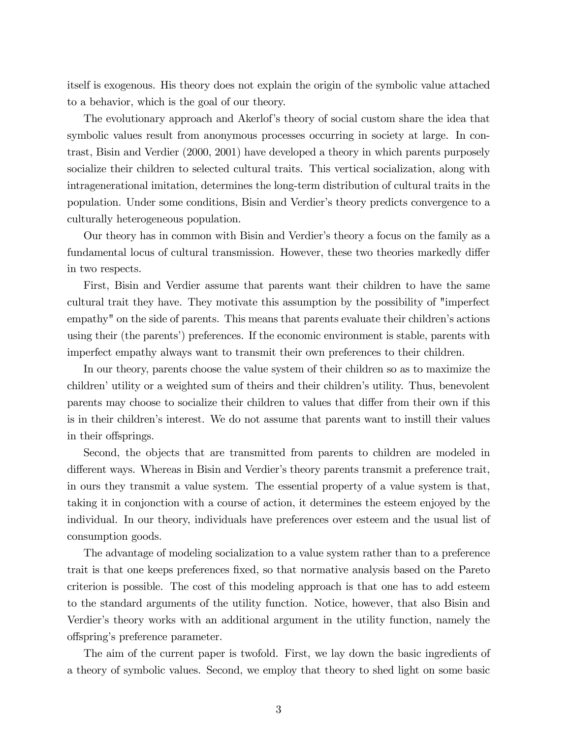itself is exogenous. His theory does not explain the origin of the symbolic value attached to a behavior, which is the goal of our theory.

The evolutionary approach and Akerlof's theory of social custom share the idea that symbolic values result from anonymous processes occurring in society at large. In contrast, Bisin and Verdier (2000, 2001) have developed a theory in which parents purposely socialize their children to selected cultural traits. This vertical socialization, along with intragenerational imitation, determines the long-term distribution of cultural traits in the population. Under some conditions, Bisin and Verdier's theory predicts convergence to a culturally heterogeneous population.

Our theory has in common with Bisin and Verdier's theory a focus on the family as a fundamental locus of cultural transmission. However, these two theories markedly differ in two respects.

First, Bisin and Verdier assume that parents want their children to have the same cultural trait they have. They motivate this assumption by the possibility of "imperfect empathy" on the side of parents. This means that parents evaluate their children's actions using their (the parents') preferences. If the economic environment is stable, parents with imperfect empathy always want to transmit their own preferences to their children.

In our theory, parents choose the value system of their children so as to maximize the children' utility or a weighted sum of theirs and their children's utility. Thus, benevolent parents may choose to socialize their children to values that differ from their own if this is in their children's interest. We do not assume that parents want to instill their values in their offsprings.

Second, the objects that are transmitted from parents to children are modeled in different ways. Whereas in Bisin and Verdier's theory parents transmit a preference trait, in ours they transmit a value system. The essential property of a value system is that, taking it in conjonction with a course of action, it determines the esteem enjoyed by the individual. In our theory, individuals have preferences over esteem and the usual list of consumption goods.

The advantage of modeling socialization to a value system rather than to a preference trait is that one keeps preferences fixed, so that normative analysis based on the Pareto criterion is possible. The cost of this modeling approach is that one has to add esteem to the standard arguments of the utility function. Notice, however, that also Bisin and Verdier's theory works with an additional argument in the utility function, namely the offspring's preference parameter.

The aim of the current paper is twofold. First, we lay down the basic ingredients of a theory of symbolic values. Second, we employ that theory to shed light on some basic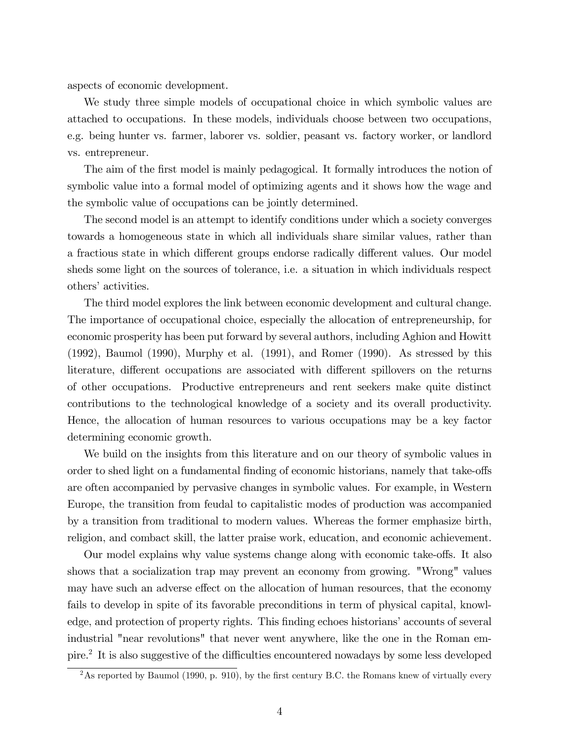aspects of economic development.

We study three simple models of occupational choice in which symbolic values are attached to occupations. In these models, individuals choose between two occupations, e.g. being hunter vs. farmer, laborer vs. soldier, peasant vs. factory worker, or landlord vs. entrepreneur.

The aim of the first model is mainly pedagogical. It formally introduces the notion of symbolic value into a formal model of optimizing agents and it shows how the wage and the symbolic value of occupations can be jointly determined.

The second model is an attempt to identify conditions under which a society converges towards a homogeneous state in which all individuals share similar values, rather than a fractious state in which different groups endorse radically different values. Our model sheds some light on the sources of tolerance, i.e. a situation in which individuals respect others' activities.

The third model explores the link between economic development and cultural change. The importance of occupational choice, especially the allocation of entrepreneurship, for economic prosperity has been put forward by several authors, including Aghion and Howitt (1992), Baumol (1990), Murphy et al. (1991), and Romer (1990). As stressed by this literature, different occupations are associated with different spillovers on the returns of other occupations. Productive entrepreneurs and rent seekers make quite distinct contributions to the technological knowledge of a society and its overall productivity. Hence, the allocation of human resources to various occupations may be a key factor determining economic growth.

We build on the insights from this literature and on our theory of symbolic values in order to shed light on a fundamental finding of economic historians, namely that take-offs are often accompanied by pervasive changes in symbolic values. For example, in Western Europe, the transition from feudal to capitalistic modes of production was accompanied by a transition from traditional to modern values. Whereas the former emphasize birth, religion, and combact skill, the latter praise work, education, and economic achievement.

Our model explains why value systems change along with economic take-offs. It also shows that a socialization trap may prevent an economy from growing. "Wrong" values may have such an adverse effect on the allocation of human resources, that the economy fails to develop in spite of its favorable preconditions in term of physical capital, knowledge, and protection of property rights. This finding echoes historians' accounts of several industrial "near revolutions" that never went anywhere, like the one in the Roman empire.[2] It is also suggestive of the difficulties encountered nowadays by some less developed

[2] As reported by Baumol (1990, p. 910), by the first century B.C. the Romans knew of virtually every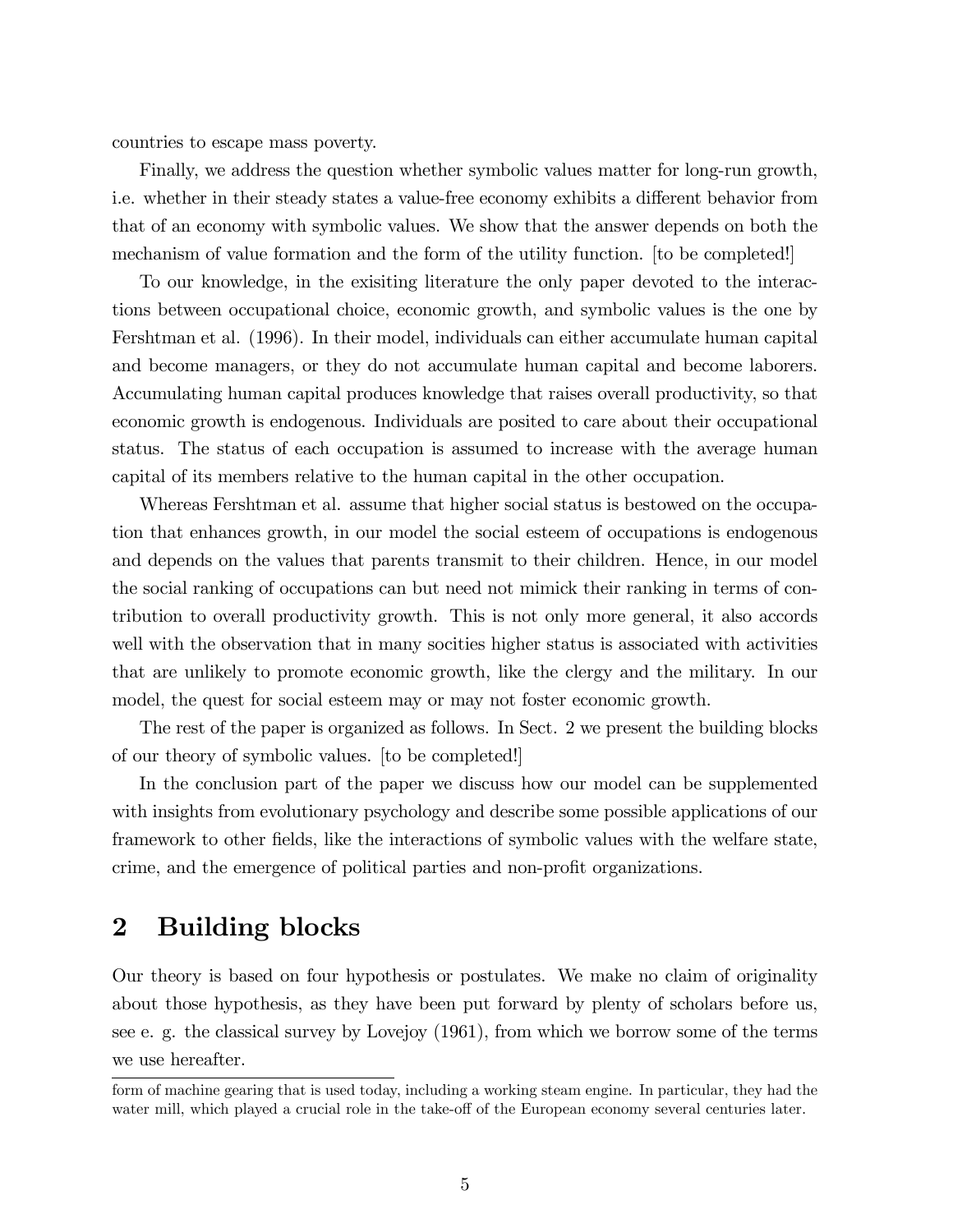countries to escape mass poverty.

Finally, we address the question whether symbolic values matter for long-run growth, i.e. whether in their steady states a value-free economy exhibits a different behavior from that of an economy with symbolic values. We show that the answer depends on both the mechanism of value formation and the form of the utility function. [to be completed!]

To our knowledge, in the exisiting literature the only paper devoted to the interactions between occupational choice, economic growth, and symbolic values is the one by Fershtman et al. (1996). In their model, individuals can either accumulate human capital and become managers, or they do not accumulate human capital and become laborers. Accumulating human capital produces knowledge that raises overall productivity, so that economic growth is endogenous. Individuals are posited to care about their occupational status. The status of each occupation is assumed to increase with the average human capital of its members relative to the human capital in the other occupation.

Whereas Fershtman et al. assume that higher social status is bestowed on the occupation that enhances growth, in our model the social esteem of occupations is endogenous and depends on the values that parents transmit to their children. Hence, in our model the social ranking of occupations can but need not mimick their ranking in terms of contribution to overall productivity growth. This is not only more general, it also accords well with the observation that in many socities higher status is associated with activities that are unlikely to promote economic growth, like the clergy and the military. In our model, the quest for social esteem may or may not foster economic growth.

The rest of the paper is organized as follows. In Sect. 2 we present the building blocks of our theory of symbolic values. [to be completed!]

In the conclusion part of the paper we discuss how our model can be supplemented with insights from evolutionary psychology and describe some possible applications of our framework to other fields, like the interactions of symbolic values with the welfare state, crime, and the emergence of political parties and non-profit organizations.

## 2 Building blocks

Our theory is based on four hypothesis or postulates. We make no claim of originality about those hypothesis, as they have been put forward by plenty of scholars before us, see e. g. the classical survey by Lovejoy (1961), from which we borrow some of the terms we use hereafter.

---

form of machine gearing that is used today, including a working steam engine. In particular, they had the water mill, which played a crucial role in the take-off of the European economy several centuries later.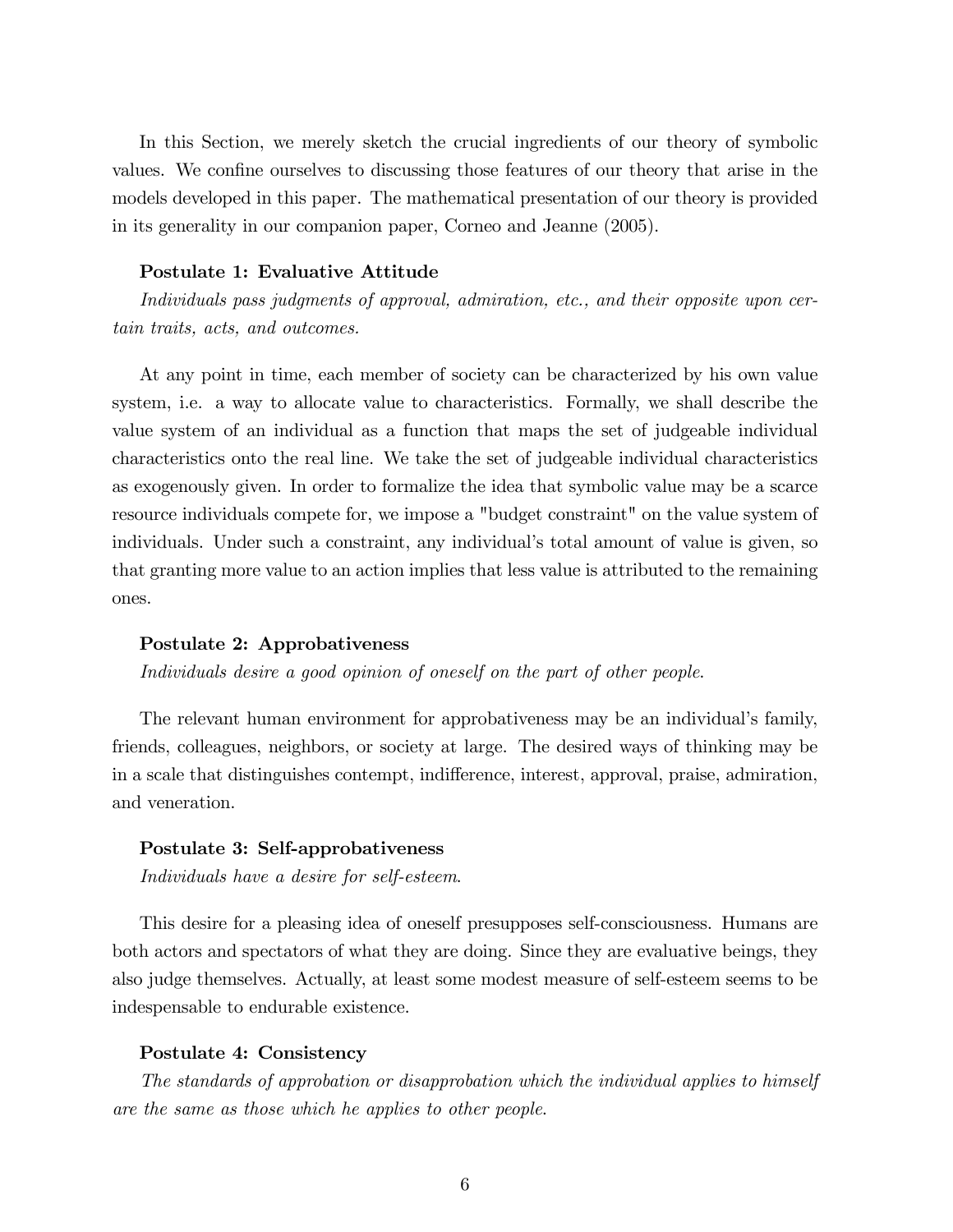In this Section, we merely sketch the crucial ingredients of our theory of symbolic values. We confine ourselves to discussing those features of our theory that arise in the models developed in this paper. The mathematical presentation of our theory is provided in its generality in our companion paper, Corneo and Jeanne (2005).

**Postulate 1: Evaluative Attitude**

*Individuals pass judgments of approval, admiration, etc., and their opposite upon certain traits, acts, and outcomes.*

At any point in time, each member of society can be characterized by his own value system, i.e. a way to allocate value to characteristics. Formally, we shall describe the value system of an individual as a function that maps the set of judgeable individual characteristics onto the real line. We take the set of judgeable individual characteristics as exogenously given. In order to formalize the idea that symbolic value may be a scarce resource individuals compete for, we impose a "budget constraint" on the value system of individuals. Under such a constraint, any individual's total amount of value is given, so that granting more value to an action implies that less value is attributed to the remaining ones.

**Postulate 2: Approbativeness**

*Individuals desire a good opinion of oneself on the part of other people.*

The relevant human environment for approbativeness may be an individual's family, friends, colleagues, neighbors, or society at large. The desired ways of thinking may be in a scale that distinguishes contempt, indifference, interest, approval, praise, admiration, and veneration.

**Postulate 3: Self-approbativeness**

*Individuals have a desire for self-esteem.*

This desire for a pleasing idea of oneself presupposes self-consciousness. Humans are both actors and spectators of what they are doing. Since they are evaluative beings, they also judge themselves. Actually, at least some modest measure of self-esteem seems to be indespensable to endurable existence.

**Postulate 4: Consistency**

*The standards of approbation or disapprobation which the individual applies to himself are the same as those which he applies to other people.*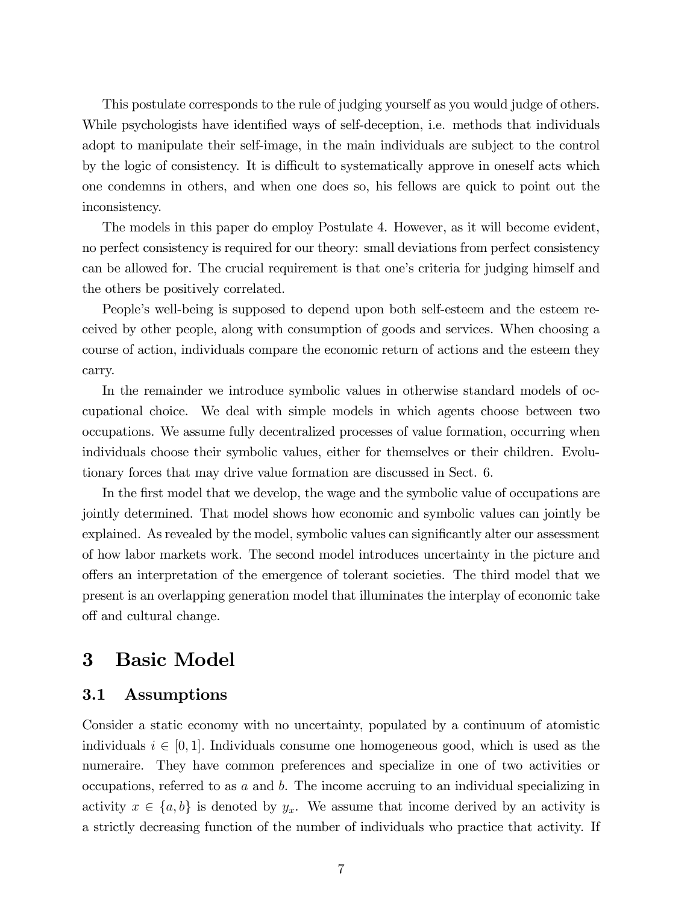This postulate corresponds to the rule of judging yourself as you would judge of others. While psychologists have identified ways of self-deception, i.e. methods that individuals adopt to manipulate their self-image, in the main individuals are subject to the control by the logic of consistency. It is difficult to systematically approve in oneself acts which one condemns in others, and when one does so, his fellows are quick to point out the inconsistency.

The models in this paper do employ Postulate 4. However, as it will become evident, no perfect consistency is required for our theory: small deviations from perfect consistency can be allowed for. The crucial requirement is that one's criteria for judging himself and the others be positively correlated.

People's well-being is supposed to depend upon both self-esteem and the esteem received by other people, along with consumption of goods and services. When choosing a course of action, individuals compare the economic return of actions and the esteem they carry.

In the remainder we introduce symbolic values in otherwise standard models of occupational choice. We deal with simple models in which agents choose between two occupations. We assume fully decentralized processes of value formation, occurring when individuals choose their symbolic values, either for themselves or their children. Evolutionary forces that may drive value formation are discussed in Sect. 6.

In the first model that we develop, the wage and the symbolic value of occupations are jointly determined. That model shows how economic and symbolic values can jointly be explained. As revealed by the model, symbolic values can significantly alter our assessment of how labor markets work. The second model introduces uncertainty in the picture and offers an interpretation of the emergence of tolerant societies. The third model that we present is an overlapping generation model that illuminates the interplay of economic take off and cultural change.

# 3 Basic Model

## 3.1 Assumptions

Consider a static economy with no uncertainty, populated by a continuum of atomistic individuals $i \in [0, 1]$. Individuals consume one homogeneous good, which is used as the numeraire. They have common preferences and specialize in one of two activities or occupations, referred to as $a$ and $b$. The income accruing to an individual specializing in activity $x \in \{a, b\}$ is denoted by $y_x$. We assume that income derived by an activity is a strictly decreasing function of the number of individuals who practice that activity. If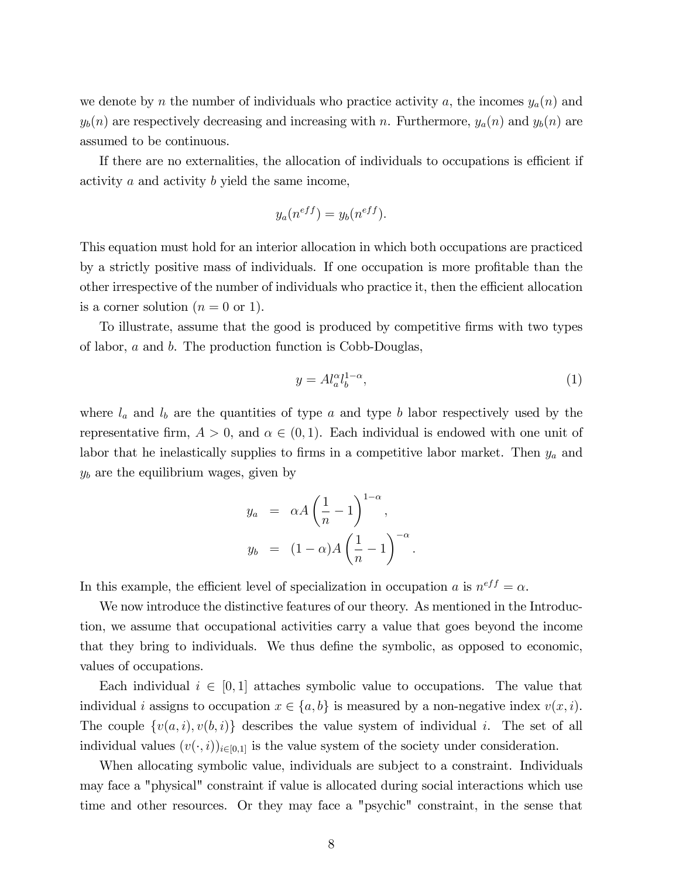we denote by $n$ the number of individuals who practice activity $a$, the incomes $y_a(n)$ and $y_b(n)$ are respectively decreasing and increasing with $n$. Furthermore, $y_a(n)$ and $y_b(n)$ are assumed to be continuous.

If there are no externalities, the allocation of individuals to occupations is efficient if activity $a$ and activity $b$ yield the same income,

$$y_a(n^{eff}) = y_b(n^{eff}).$$

This equation must hold for an interior allocation in which both occupations are practiced by a strictly positive mass of individuals. If one occupation is more profitable than the other irrespective of the number of individuals who practice it, then the efficient allocation is a corner solution ($n = 0$ or 1).

To illustrate, assume that the good is produced by competitive firms with two types of labor, $a$ and $b$. The production function is Cobb-Douglas,

$$y = A l_a^{\alpha} l_b^{1-\alpha}, \tag{1}$$

where $l_a$ and $l_b$ are the quantities of type $a$ and type $b$ labor respectively used by the representative firm, $A > 0$, and $\alpha \in (0,1)$. Each individual is endowed with one unit of labor that he inelastically supplies to firms in a competitive labor market. Then $y_a$ and $y_b$ are the equilibrium wages, given by

$$
\begin{aligned}
y_a &= \alpha A \left(\frac{1}{n} - 1\right)^{1-\alpha}, \\
y_b &= (1-\alpha) A \left(\frac{1}{n} - 1\right)^{-\alpha}.
\end{aligned}
$$

In this example, the efficient level of specialization in occupation $a$ is $n^{eff} = \alpha$.

We now introduce the distinctive features of our theory. As mentioned in the Introduction, we assume that occupational activities carry a value that goes beyond the income that they bring to individuals. We thus define the symbolic, as opposed to economic, values of occupations.

Each individual $i \in [0,1]$ attaches symbolic value to occupations. The value that individual $i$ assigns to occupation $x \in \{a, b\}$ is measured by a non-negative index $v(x,i)$. The couple $\{v(a,i), v(b,i)\}$ describes the value system of individual $i$. The set of all individual values $(v(\cdot,i))_{i \in [0,1]}$ is the value system of the society under consideration.

When allocating symbolic value, individuals are subject to a constraint. Individuals may face a "physical" constraint if value is allocated during social interactions which use time and other resources. Or they may face a "psychic" constraint, in the sense that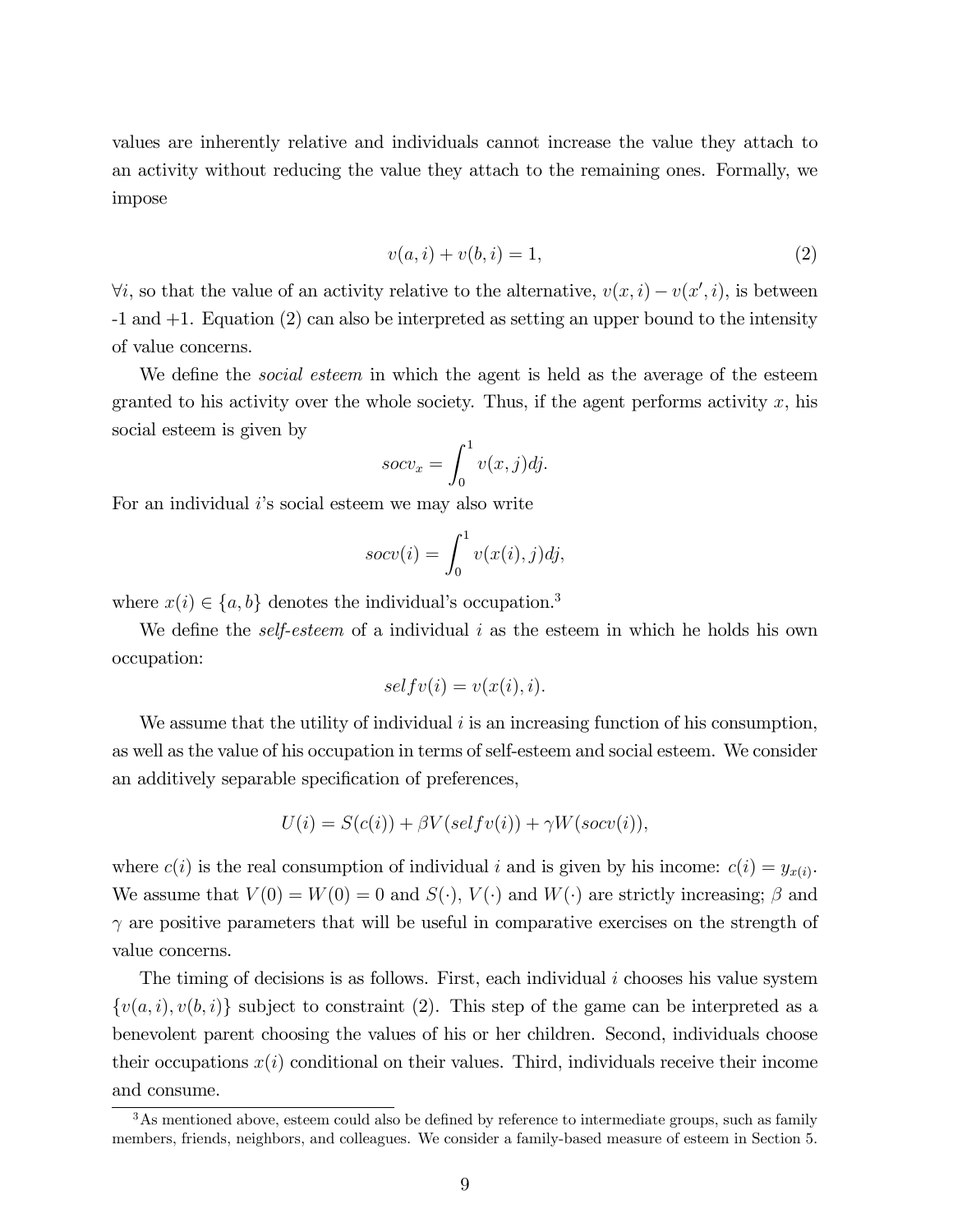values are inherently relative and individuals cannot increase the value they attach to an activity without reducing the value they attach to the remaining ones. Formally, we impose

$$v(a,i) + v(b,i) = 1, \tag{2}$$

$\forall i$, so that the value of an activity relative to the alternative, $v(x,i) - v(x',i)$, is between -1 and +1. Equation (2) can also be interpreted as setting an upper bound to the intensity of value concerns.

We define the *social esteem* in which the agent is held as the average of the esteem granted to his activity over the whole society. Thus, if the agent performs activity $x$, his social esteem is given by

$$socv_x = \int_0^1 v(x,j)dj.$$

For an individual $i$'s social esteem we may also write

$$socv(i) = \int_0^1 v(x(i),j)dj,$$

where $x(i) \in \{a,b\}$ denotes the individual's occupation.[3]

We define the *self-esteem* of a individual $i$ as the esteem in which he holds his own occupation:

$$selfv(i) = v(x(i),i).$$

We assume that the utility of individual $i$ is an increasing function of his consumption, as well as the value of his occupation in terms of self-esteem and social esteem. We consider an additively separable specification of preferences,

$$U(i) = S(c(i)) + \beta V(selfv(i)) + \gamma W(socv(i)),$$

where $c(i)$ is the real consumption of individual $i$ and is given by his income: $c(i) = y_{x(i)}$. We assume that $V(0) = W(0) = 0$ and $S(\cdot)$, $V(\cdot)$ and $W(\cdot)$ are strictly increasing; $\beta$ and $\gamma$ are positive parameters that will be useful in comparative exercises on the strength of value concerns.

The timing of decisions is as follows. First, each individual $i$ chooses his value system $\{v(a,i), v(b,i)\}$ subject to constraint (2). This step of the game can be interpreted as a benevolent parent choosing the values of his or her children. Second, individuals choose their occupations $x(i)$ conditional on their values. Third, individuals receive their income and consume.

[3] As mentioned above, esteem could also be defined by reference to intermediate groups, such as family members, friends, neighbors, and colleagues. We consider a family-based measure of esteem in Section 5.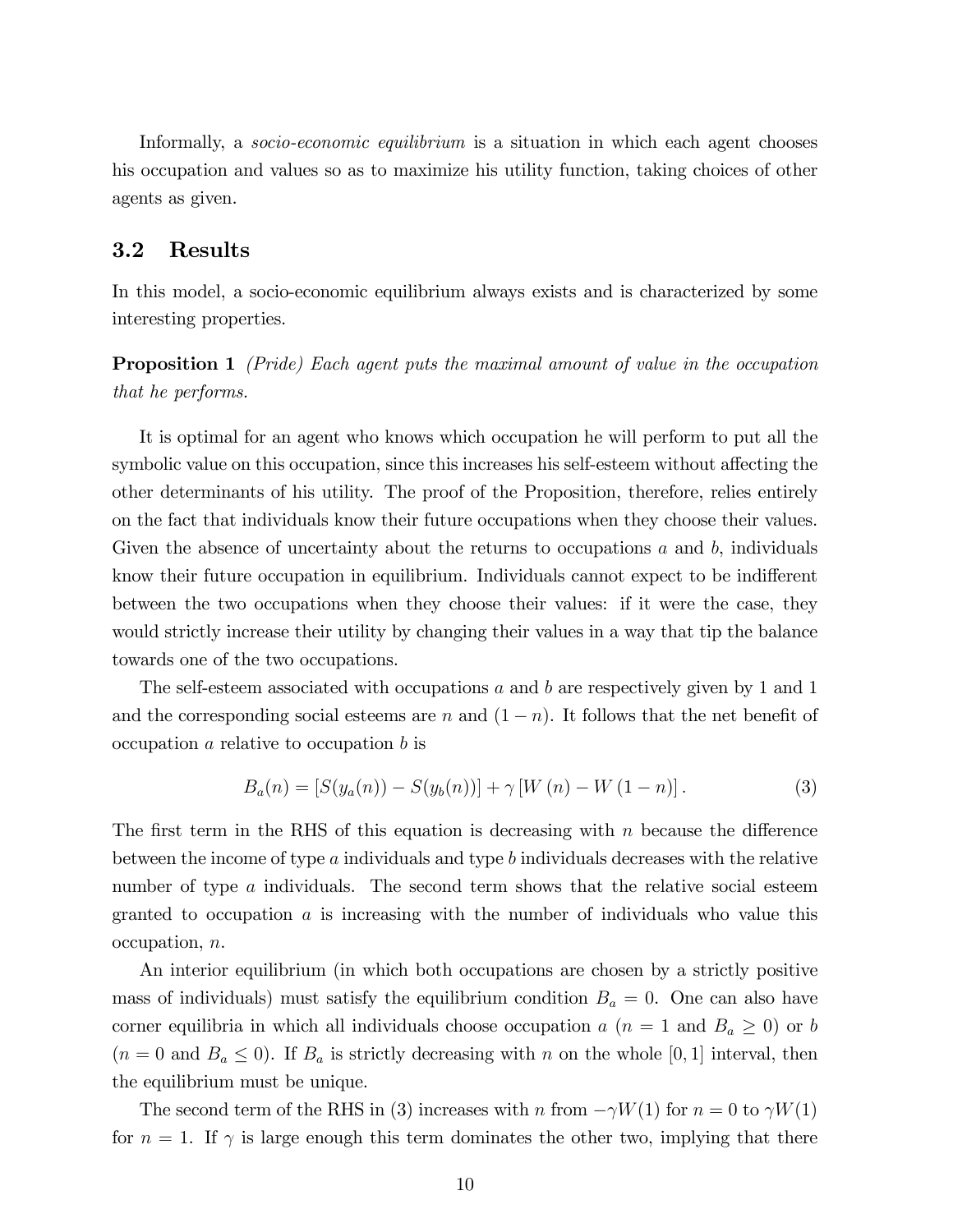Informally, a *socio-economic equilibrium* is a situation in which each agent chooses his occupation and values so as to maximize his utility function, taking choices of other agents as given.

## 3.2 Results

In this model, a socio-economic equilibrium always exists and is characterized by some interesting properties.

**Proposition 1** *(Pride) Each agent puts the maximal amount of value in the occupation that he performs.*

It is optimal for an agent who knows which occupation he will perform to put all the symbolic value on this occupation, since this increases his self-esteem without affecting the other determinants of his utility. The proof of the Proposition, therefore, relies entirely on the fact that individuals know their future occupations when they choose their values. Given the absence of uncertainty about the returns to occupations $a$ and $b$, individuals know their future occupation in equilibrium. Individuals cannot expect to be indifferent between the two occupations when they choose their values: if it were the case, they would strictly increase their utility by changing their values in a way that tip the balance towards one of the two occupations.

The self-esteem associated with occupations $a$ and $b$ are respectively given by 1 and 1 and the corresponding social esteems are $n$ and $(1-n)$. It follows that the net benefit of occupation $a$ relative to occupation $b$ is

$$B_a(n) = [S(y_a(n)) - S(y_b(n))] + \gamma [W(n) - W(1-n)]. \tag{3}$$

The first term in the RHS of this equation is decreasing with $n$ because the difference between the income of type $a$ individuals and type $b$ individuals decreases with the relative number of type $a$ individuals. The second term shows that the relative social esteem granted to occupation $a$ is increasing with the number of individuals who value this occupation, $n$.

An interior equilibrium (in which both occupations are chosen by a strictly positive mass of individuals) must satisfy the equilibrium condition $B_a = 0$. One can also have corner equilibria in which all individuals choose occupation $a$ ($n = 1$ and $B_a \geq 0$) or $b$ ($n = 0$ and $B_a \leq 0$). If $B_a$ is strictly decreasing with $n$ on the whole $[0, 1]$ interval, then the equilibrium must be unique.

The second term of the RHS in (3) increases with $n$ from $-\gamma W(1)$ for $n = 0$ to $\gamma W(1)$ for $n = 1$. If $\gamma$ is large enough this term dominates the other two, implying that there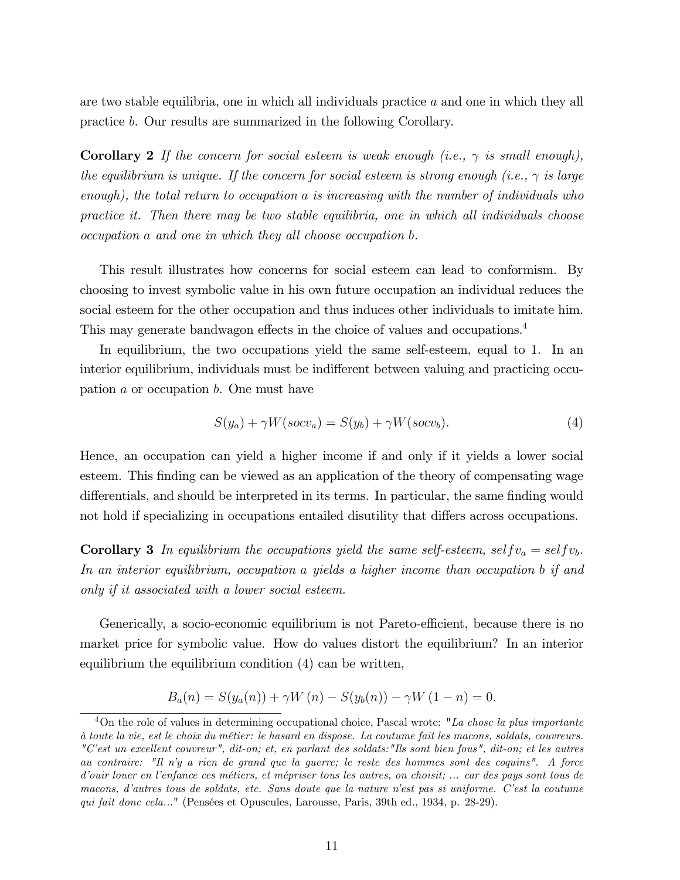are two stable equilibria, one in which all individuals practice $a$ and one in which they all practice $b$. Our results are summarized in the following Corollary.

**Corollary 2** *If the concern for social esteem is weak enough (i.e., $\gamma$ is small enough), the equilibrium is unique. If the concern for social esteem is strong enough (i.e., $\gamma$ is large enough), the total return to occupation $a$ is increasing with the number of individuals who practice it. Then there may be two stable equilibria, one in which all individuals choose occupation $a$ and one in which they all choose occupation $b$.*

This result illustrates how concerns for social esteem can lead to conformism. By choosing to invest symbolic value in his own future occupation an individual reduces the social esteem for the other occupation and thus induces other individuals to imitate him. This may generate bandwagon effects in the choice of values and occupations.[4]

In equilibrium, the two occupations yield the same self-esteem, equal to 1. In an interior equilibrium, individuals must be indifferent between valuing and practicing occupation $a$ or occupation $b$. One must have

$$S(y_a) + \gamma W(socv_a) = S(y_b) + \gamma W(socv_b). \tag{4}$$

Hence, an occupation can yield a higher income if and only if it yields a lower social esteem. This finding can be viewed as an application of the theory of compensating wage differentials, and should be interpreted in its terms. In particular, the same finding would not hold if specializing in occupations entailed disutility that differs across occupations.

**Corollary 3** *In equilibrium the occupations yield the same self-esteem, $selfv_a = selfv_b$. In an interior equilibrium, occupation $a$ yields a higher income than occupation $b$ if and only if it associated with a lower social esteem.*

Generically, a socio-economic equilibrium is not Pareto-efficient, because there is no market price for symbolic value. How do values distort the equilibrium? In an interior equilibrium the equilibrium condition (4) can be written,

$$B_a(n) = S(y_a(n)) + \gamma W(n) - S(y_b(n)) - \gamma W(1-n) = 0.$$

[4] On the role of values in determining occupational choice, Pascal wrote: "*La chose la plus importante à toute la vie, est le choix du métier: le hasard en dispose. La coutume fait les macons, soldats, couvreurs. "C'est un excellent couvreur", dit-on; et, en parlant des soldats:"Ils sont bien fous", dit-on; et les autres au contraire: "Il n'y a rien de grand que la guerre; le reste des hommes sont des coquins". A force d'ouir louer en l'enfance ces métiers, et mépriser tous les autres, on choisit; ... car des pays sont tous de macons, d'autres tous de soldats, etc. Sans doute que la nature n'est pas si uniforme. C'est la coutume qui fait donc cela...*" (Pensées et Opuscules, Larousse, Paris, 39th ed., 1934, p. 28-29).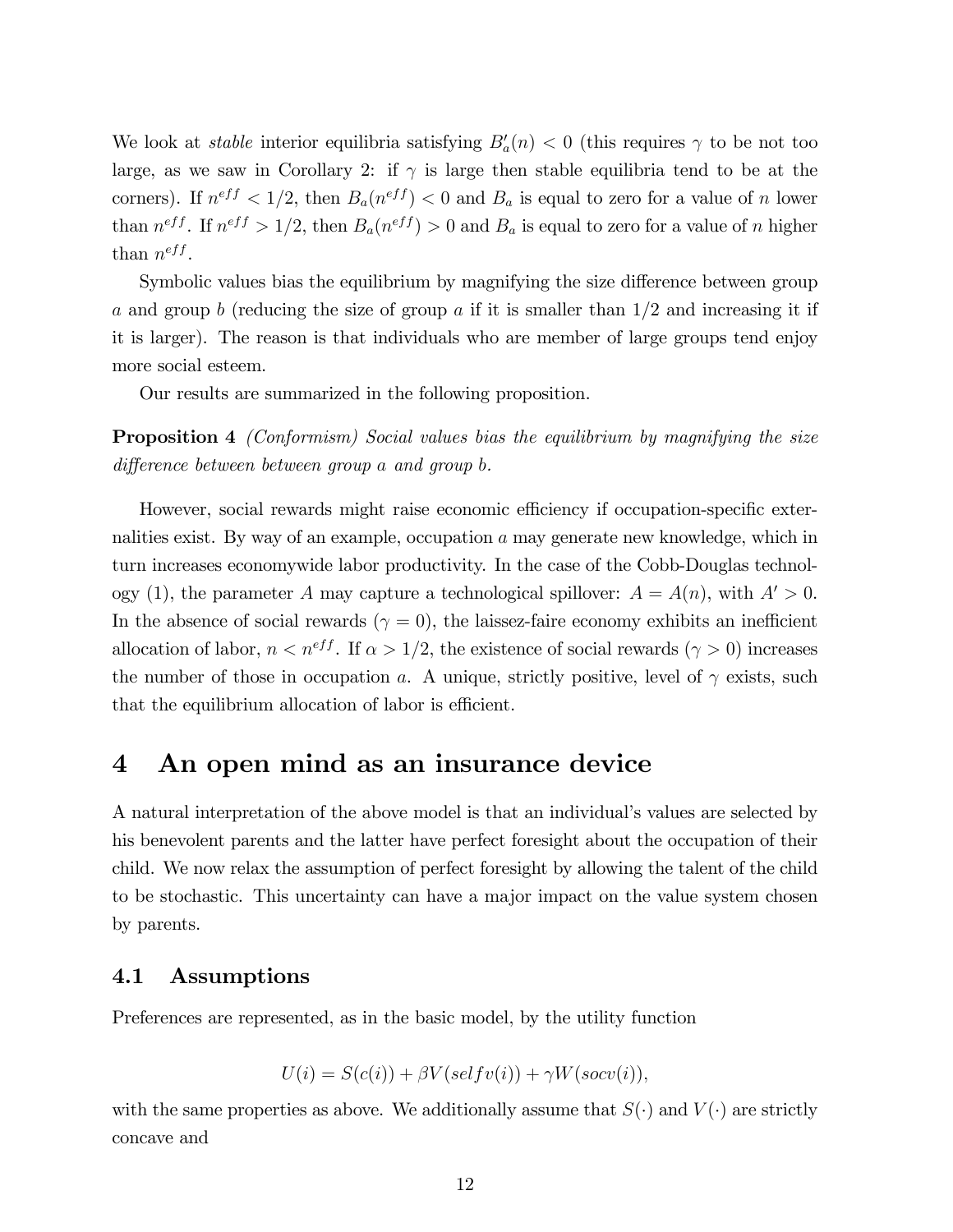We look at *stable* interior equilibria satisfying $B_a'(n) < 0$ (this requires $\gamma$ to be not too large, as we saw in Corollary 2: if $\gamma$ is large then stable equilibria tend to be at the corners). If $n^{eff} < 1/2$, then $B_a(n^{eff}) < 0$ and $B_a$ is equal to zero for a value of $n$ lower than $n^{eff}$. If $n^{eff} > 1/2$, then $B_a(n^{eff}) > 0$ and $B_a$ is equal to zero for a value of $n$ higher than $n^{eff}$.

Symbolic values bias the equilibrium by magnifying the size difference between group $a$ and group $b$ (reducing the size of group $a$ if it is smaller than $1/2$ and increasing it if it is larger). The reason is that individuals who are member of large groups tend enjoy more social esteem.

Our results are summarized in the following proposition.

**Proposition 4** *(Conformism) Social values bias the equilibrium by magnifying the size difference between between group a and group b.*

However, social rewards might raise economic efficiency if occupation-specific externalities exist. By way of an example, occupation $a$ may generate new knowledge, which in turn increases economywide labor productivity. In the case of the Cobb-Douglas technology (1), the parameter $A$ may capture a technological spillover: $A = A(n)$, with $A' > 0$. In the absence of social rewards ($\gamma = 0$), the laissez-faire economy exhibits an inefficient allocation of labor, $n < n^{eff}$. If $\alpha > 1/2$, the existence of social rewards ($\gamma > 0$) increases the number of those in occupation $a$. A unique, strictly positive, level of $\gamma$ exists, such that the equilibrium allocation of labor is efficient.

# 4 An open mind as an insurance device

A natural interpretation of the above model is that an individual's values are selected by his benevolent parents and the latter have perfect foresight about the occupation of their child. We now relax the assumption of perfect foresight by allowing the talent of the child to be stochastic. This uncertainty can have a major impact on the value system chosen by parents.

## 4.1 Assumptions

Preferences are represented, as in the basic model, by the utility function

$$U(i) = S(c(i)) + \beta V(selfv(i)) + \gamma W(socv(i)),$$

with the same properties as above. We additionally assume that $S(\cdot)$ and $V(\cdot)$ are strictly concave and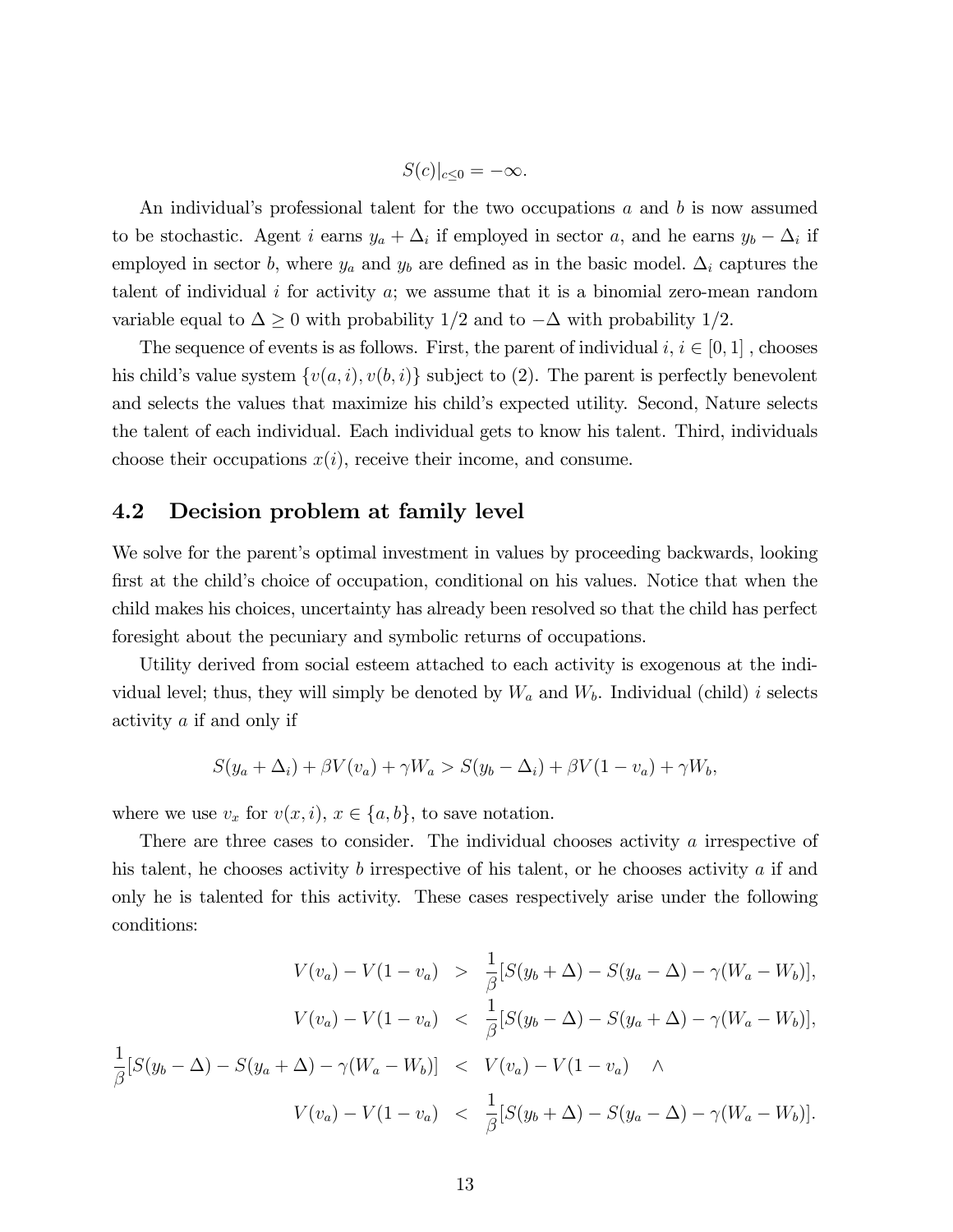$$S(c)|_{c\leq 0} = -\infty.$$

An individual's professional talent for the two occupations $a$ and $b$ is now assumed to be stochastic. Agent $i$ earns $y_a + \Delta_i$ if employed in sector $a$, and he earns $y_b - \Delta_i$ if employed in sector $b$, where $y_a$ and $y_b$ are defined as in the basic model. $\Delta_i$ captures the talent of individual $i$ for activity $a$; we assume that it is a binomial zero-mean random variable equal to $\Delta \geq 0$ with probability 1/2 and to $-\Delta$ with probability 1/2.

The sequence of events is as follows. First, the parent of individual $i$, $i \in [0,1]$ , chooses his child's value system $\{v(a,i), v(b,i)\}$ subject to (2). The parent is perfectly benevolent and selects the values that maximize his child's expected utility. Second, Nature selects the talent of each individual. Each individual gets to know his talent. Third, individuals choose their occupations $x(i)$, receive their income, and consume.

## 4.2 Decision problem at family level

We solve for the parent's optimal investment in values by proceeding backwards, looking first at the child's choice of occupation, conditional on his values. Notice that when the child makes his choices, uncertainty has already been resolved so that the child has perfect foresight about the pecuniary and symbolic returns of occupations.

Utility derived from social esteem attached to each activity is exogenous at the individual level; thus, they will simply be denoted by $W_a$ and $W_b$. Individual (child) $i$ selects activity $a$ if and only if

$$S(y_a + \Delta_i) + \beta V(v_a) + \gamma W_a > S(y_b - \Delta_i) + \beta V(1 - v_a) + \gamma W_b,$$

where we use $v_x$ for $v(x,i)$, $x \in \{a,b\}$, to save notation.

There are three cases to consider. The individual chooses activity $a$ irrespective of his talent, he chooses activity $b$ irrespective of his talent, or he chooses activity $a$ if and only he is talented for this activity. These cases respectively arise under the following conditions:

$$\begin{aligned}
V(v_a) - V(1 - v_a) &> \frac{1}{\beta}[S(y_b + \Delta) - S(y_a - \Delta) - \gamma(W_a - W_b)], \\
V(v_a) - V(1 - v_a) &< \frac{1}{\beta}[S(y_b - \Delta) - S(y_a + \Delta) - \gamma(W_a - W_b)], \\
\frac{1}{\beta}[S(y_b - \Delta) - S(y_a + \Delta) - \gamma(W_a - W_b)] &< V(v_a) - V(1 - v_a) \quad \wedge \\
V(v_a) - V(1 - v_a) &< \frac{1}{\beta}[S(y_b + \Delta) - S(y_a - \Delta) - \gamma(W_a - W_b)].
\end{aligned}$$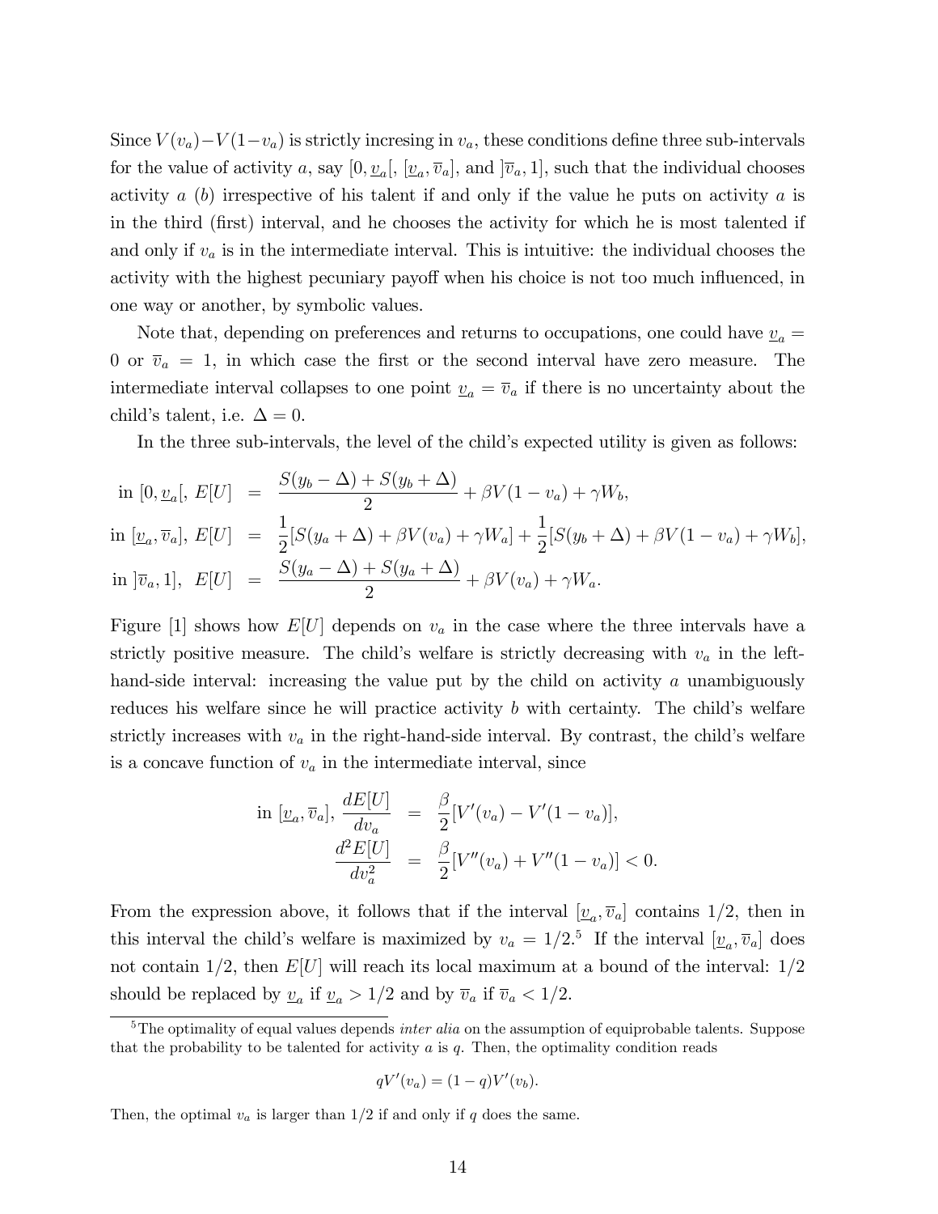Since $V(v_a) - V(1-v_a)$ is strictly incresing in $v_a$, these conditions define three sub-intervals for the value of activity $a$, say $[0, \underline{v}_a[$, $[\underline{v}_a, \overline{v}_a]$, and $]\overline{v}_a, 1]$, such that the individual chooses activity $a$ ($b$) irrespective of his talent if and only if the value he puts on activity $a$ is in the third (first) interval, and he chooses the activity for which he is most talented if and only if $v_a$ is in the intermediate interval. This is intuitive: the individual chooses the activity with the highest pecuniary payoff when his choice is not too much influenced, in one way or another, by symbolic values.

Note that, depending on preferences and returns to occupations, one could have $\underline{v}_a = 0$ or $\overline{v}_a = 1$, in which case the first or the second interval have zero measure. The intermediate interval collapses to one point $\underline{v}_a = \overline{v}_a$ if there is no uncertainty about the child's talent, i.e. $\Delta = 0$.

In the three sub-intervals, the level of the child's expected utility is given as follows:

$$
\begin{aligned}
\text{in } [0, \underline{v}_a[,\ E[U] &= \frac{S(y_b - \Delta) + S(y_b + \Delta)}{2} + \beta V(1 - v_a) + \gamma W_b, \\
\text{in } [\underline{v}_a, \overline{v}_a],\ E[U] &= \frac{1}{2}[S(y_a + \Delta) + \beta V(v_a) + \gamma W_a] + \frac{1}{2}[S(y_b + \Delta) + \beta V(1 - v_a) + \gamma W_b], \\
\text{in } ]\overline{v}_a, 1],\ \ E[U] &= \frac{S(y_a - \Delta) + S(y_a + \Delta)}{2} + \beta V(v_a) + \gamma W_a.
\end{aligned}
$$

Figure [1] shows how $E[U]$ depends on $v_a$ in the case where the three intervals have a strictly positive measure. The child's welfare is strictly decreasing with $v_a$ in the left-hand-side interval: increasing the value put by the child on activity $a$ unambiguously reduces his welfare since he will practice activity $b$ with certainty. The child's welfare strictly increases with $v_a$ in the right-hand-side interval. By contrast, the child's welfare is a concave function of $v_a$ in the intermediate interval, since

$$
\begin{aligned}
\text{in } [\underline{v}_a, \overline{v}_a],\ \frac{dE[U]}{dv_a} &= \frac{\beta}{2}[V'(v_a) - V'(1 - v_a)], \\
\frac{d^2 E[U]}{dv_a^2} &= \frac{\beta}{2}[V''(v_a) + V''(1 - v_a)] < 0.
\end{aligned}
$$

From the expression above, it follows that if the interval $[\underline{v}_a, \overline{v}_a]$ contains $1/2$, then in this interval the child's welfare is maximized by $v_a = 1/2$.[5] If the interval $[\underline{v}_a, \overline{v}_a]$ does not contain $1/2$, then $E[U]$ will reach its local maximum at a bound of the interval: $1/2$ should be replaced by $\underline{v}_a$ if $\underline{v}_a > 1/2$ and by $\overline{v}_a$ if $\overline{v}_a < 1/2$.

[5] The optimality of equal values depends *inter alia* on the assumption of equiprobable talents. Suppose that the probability to be talented for activity $a$ is $q$. Then, the optimality condition reads

$$
qV'(v_a) = (1 - q)V'(v_b).
$$

Then, the optimal $v_a$ is larger than $1/2$ if and only if $q$ does the same.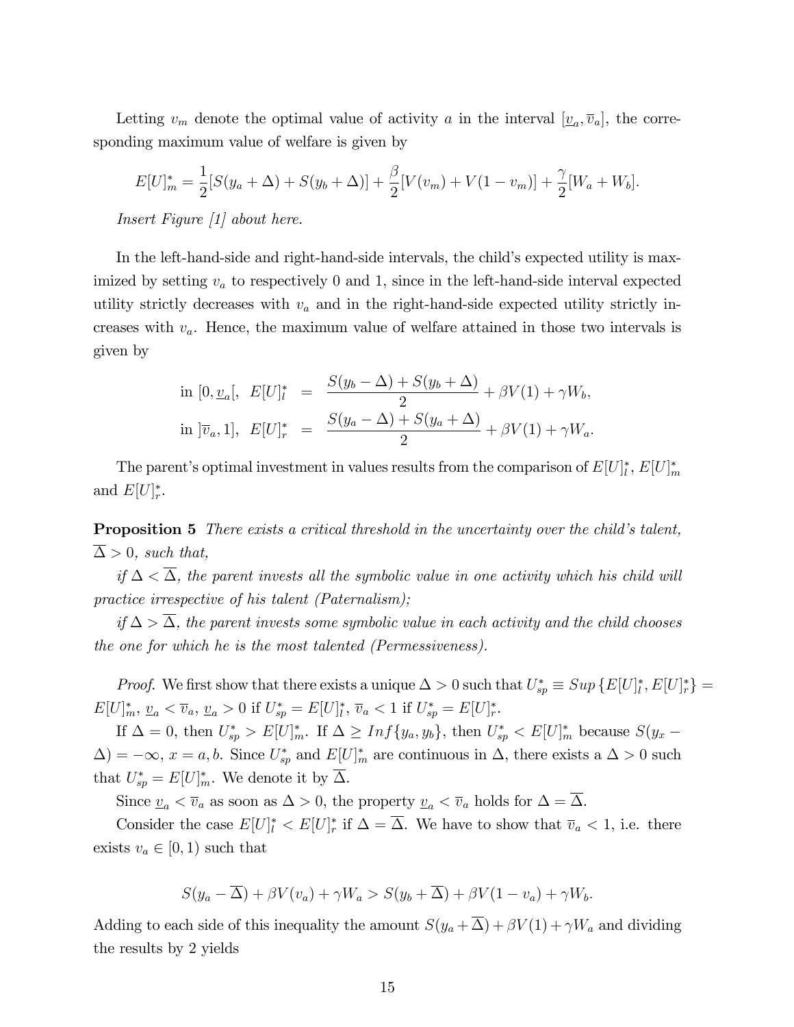Letting $v_m$ denote the optimal value of activity $a$ in the interval $[\underline{v}_a, \overline{v}_a]$, the corresponding maximum value of welfare is given by

$$E[U]^*_m = \frac{1}{2}[S(y_a + \Delta) + S(y_b + \Delta)] + \frac{\beta}{2}[V(v_m) + V(1 - v_m)] + \frac{\gamma}{2}[W_a + W_b].$$

*Insert Figure [1] about here.*

In the left-hand-side and right-hand-side intervals, the child's expected utility is maximized by setting $v_a$ to respectively 0 and 1, since in the left-hand-side interval expected utility strictly decreases with $v_a$ and in the right-hand-side expected utility strictly increases with $v_a$. Hence, the maximum value of welfare attained in those two intervals is given by

$$\begin{aligned} \text{in } [0, \underline{v}_a[, \;\; E[U]^*_l &= \frac{S(y_b - \Delta) + S(y_b + \Delta)}{2} + \beta V(1) + \gamma W_b, \\ \text{in } ]\overline{v}_a, 1], \;\; E[U]^*_r &= \frac{S(y_a - \Delta) + S(y_a + \Delta)}{2} + \beta V(1) + \gamma W_a. \end{aligned}$$

The parent's optimal investment in values results from the comparison of $E[U]^*_l$, $E[U]^*_m$ and $E[U]^*_r$.

**Proposition 5** *There exists a critical threshold in the uncertainty over the child's talent, $\overline{\Delta} > 0$, such that,*

*if $\Delta < \overline{\Delta}$, the parent invests all the symbolic value in one activity which his child will practice irrespective of his talent (Paternalism);*

*if $\Delta > \overline{\Delta}$, the parent invests some symbolic value in each activity and the child chooses the one for which he is the most talented (Permessiveness).*

*Proof.* We first show that there exists a unique $\Delta > 0$ such that $U^*_{sp} \equiv Sup\{E[U]^*_l, E[U]^*_r\} = E[U]^*_m$, $\underline{v}_a < \overline{v}_a$, $\underline{v}_a > 0$ if $U^*_{sp} = E[U]^*_l$, $\overline{v}_a < 1$ if $U^*_{sp} = E[U]^*_r$.

If $\Delta = 0$, then $U^*_{sp} > E[U]^*_m$. If $\Delta \geq Inf\{y_a, y_b\}$, then $U^*_{sp} < E[U]^*_m$ because $S(y_x - \Delta) = -\infty$, $x = a, b$. Since $U^*_{sp}$ and $E[U]^*_m$ are continuous in $\Delta$, there exists a $\Delta > 0$ such that $U^*_{sp} = E[U]^*_m$. We denote it by $\overline{\Delta}$.

Since $\underline{v}_a < \overline{v}_a$ as soon as $\Delta > 0$, the property $\underline{v}_a < \overline{v}_a$ holds for $\Delta = \overline{\Delta}$.

Consider the case $E[U]^*_l < E[U]^*_r$ if $\Delta = \overline{\Delta}$. We have to show that $\overline{v}_a < 1$, i.e. there exists $v_a \in [0, 1)$ such that

$$S(y_a - \overline{\Delta}) + \beta V(v_a) + \gamma W_a > S(y_b + \overline{\Delta}) + \beta V(1 - v_a) + \gamma W_b.$$

Adding to each side of this inequality the amount $S(y_a + \overline{\Delta}) + \beta V(1) + \gamma W_a$ and dividing the results by 2 yields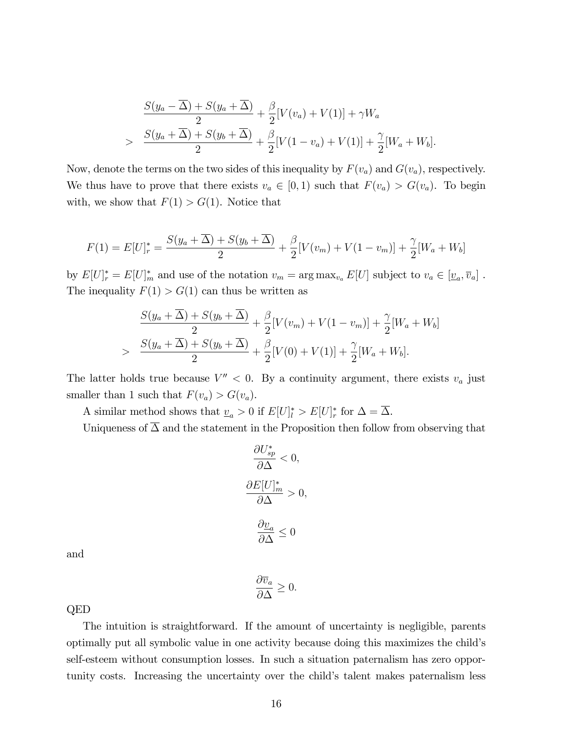$$
\begin{aligned}
& \frac{S(y_a - \overline{\Delta}) + S(y_a + \overline{\Delta})}{2} + \frac{\beta}{2}[V(v_a) + V(1)] + \gamma W_a \\
> \quad & \frac{S(y_a + \overline{\Delta}) + S(y_b + \overline{\Delta})}{2} + \frac{\beta}{2}[V(1 - v_a) + V(1)] + \frac{\gamma}{2}[W_a + W_b].
\end{aligned}
$$

Now, denote the terms on the two sides of this inequality by $F(v_a)$ and $G(v_a)$, respectively. We thus have to prove that there exists $v_a \in [0, 1)$ such that $F(v_a) > G(v_a)$. To begin with, we show that $F(1) > G(1)$. Notice that

$$
F(1) = E[U]_r^* = \frac{S(y_a + \overline{\Delta}) + S(y_b + \overline{\Delta})}{2} + \frac{\beta}{2}[V(v_m) + V(1 - v_m)] + \frac{\gamma}{2}[W_a + W_b]
$$

by $E[U]_r^* = E[U]_m^*$ and use of the notation $v_m = \arg\max_{v_a} E[U]$ subject to $v_a \in [\underline{v}_a, \overline{v}_a]$ . The inequality $F(1) > G(1)$ can thus be written as

$$
\begin{aligned}
& \frac{S(y_a + \overline{\Delta}) + S(y_b + \overline{\Delta})}{2} + \frac{\beta}{2}[V(v_m) + V(1 - v_m)] + \frac{\gamma}{2}[W_a + W_b] \\
> \quad & \frac{S(y_a + \overline{\Delta}) + S(y_b + \overline{\Delta})}{2} + \frac{\beta}{2}[V(0) + V(1)] + \frac{\gamma}{2}[W_a + W_b].
\end{aligned}
$$

The latter holds true because $V'' < 0$. By a continuity argument, there exists $v_a$ just smaller than 1 such that $F(v_a) > G(v_a)$.

A similar method shows that $\underline{v}_a > 0$ if $E[U]_l^* > E[U]_r^*$ for $\Delta = \overline{\Delta}$.

Uniqueness of $\overline{\Delta}$ and the statement in the Proposition then follow from observing that

$$
\frac{\partial U_{sp}^*}{\partial \Delta} < 0,
$$

$$
\frac{\partial E[U]_m^*}{\partial \Delta} > 0,
$$

$$
\frac{\partial \underline{v}_a}{\partial \Delta} \leq 0
$$

and

$$
\frac{\partial \overline{v}_a}{\partial \Delta} \geq 0.
$$

QED

The intuition is straightforward. If the amount of uncertainty is negligible, parents optimally put all symbolic value in one activity because doing this maximizes the child's self-esteem without consumption losses. In such a situation paternalism has zero opportunity costs. Increasing the uncertainty over the child's talent makes paternalism less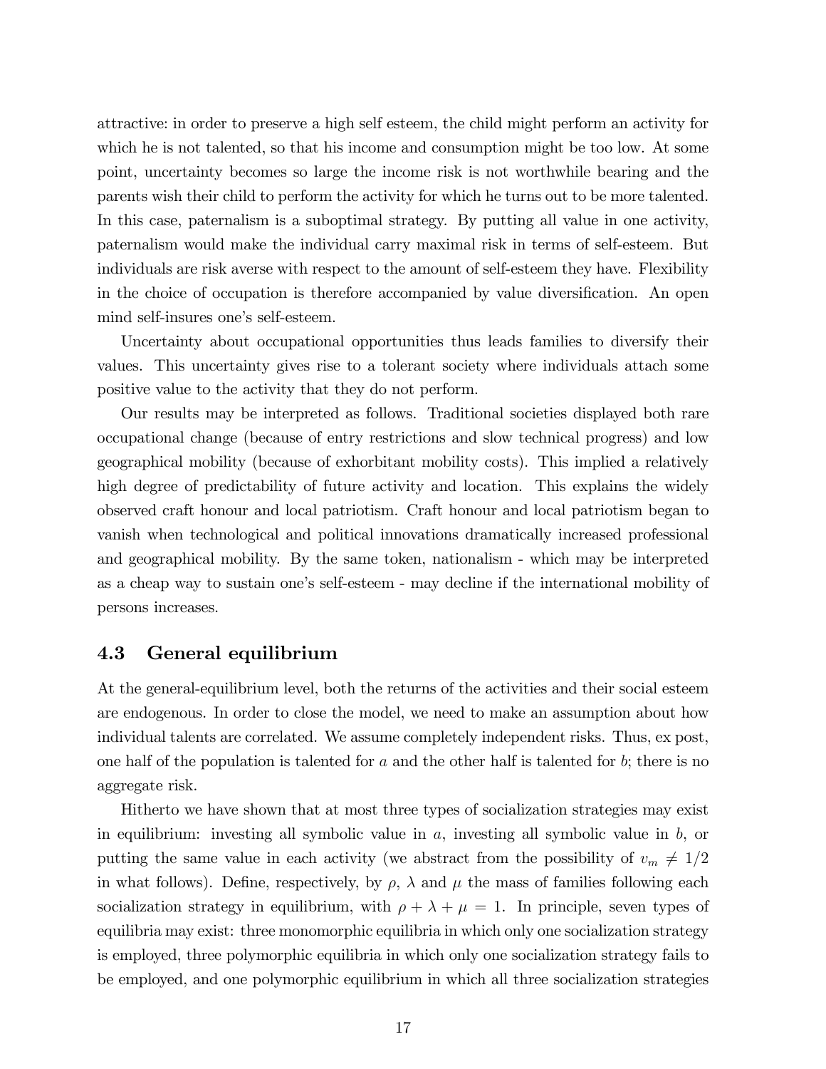attractive: in order to preserve a high self esteem, the child might perform an activity for which he is not talented, so that his income and consumption might be too low. At some point, uncertainty becomes so large the income risk is not worthwhile bearing and the parents wish their child to perform the activity for which he turns out to be more talented. In this case, paternalism is a suboptimal strategy. By putting all value in one activity, paternalism would make the individual carry maximal risk in terms of self-esteem. But individuals are risk averse with respect to the amount of self-esteem they have. Flexibility in the choice of occupation is therefore accompanied by value diversification. An open mind self-insures one's self-esteem.

Uncertainty about occupational opportunities thus leads families to diversify their values. This uncertainty gives rise to a tolerant society where individuals attach some positive value to the activity that they do not perform.

Our results may be interpreted as follows. Traditional societies displayed both rare occupational change (because of entry restrictions and slow technical progress) and low geographical mobility (because of exhorbitant mobility costs). This implied a relatively high degree of predictability of future activity and location. This explains the widely observed craft honour and local patriotism. Craft honour and local patriotism began to vanish when technological and political innovations dramatically increased professional and geographical mobility. By the same token, nationalism - which may be interpreted as a cheap way to sustain one's self-esteem - may decline if the international mobility of persons increases.

### 4.3 General equilibrium

At the general-equilibrium level, both the returns of the activities and their social esteem are endogenous. In order to close the model, we need to make an assumption about how individual talents are correlated. We assume completely independent risks. Thus, ex post, one half of the population is talented for $a$ and the other half is talented for $b$; there is no aggregate risk.

Hitherto we have shown that at most three types of socialization strategies may exist in equilibrium: investing all symbolic value in $a$, investing all symbolic value in $b$, or putting the same value in each activity (we abstract from the possibility of $v_m \neq 1/2$ in what follows). Define, respectively, by $\rho$, $\lambda$ and $\mu$ the mass of families following each socialization strategy in equilibrium, with $\rho + \lambda + \mu = 1$. In principle, seven types of equilibria may exist: three monomorphic equilibria in which only one socialization strategy is employed, three polymorphic equilibria in which only one socialization strategy fails to be employed, and one polymorphic equilibrium in which all three socialization strategies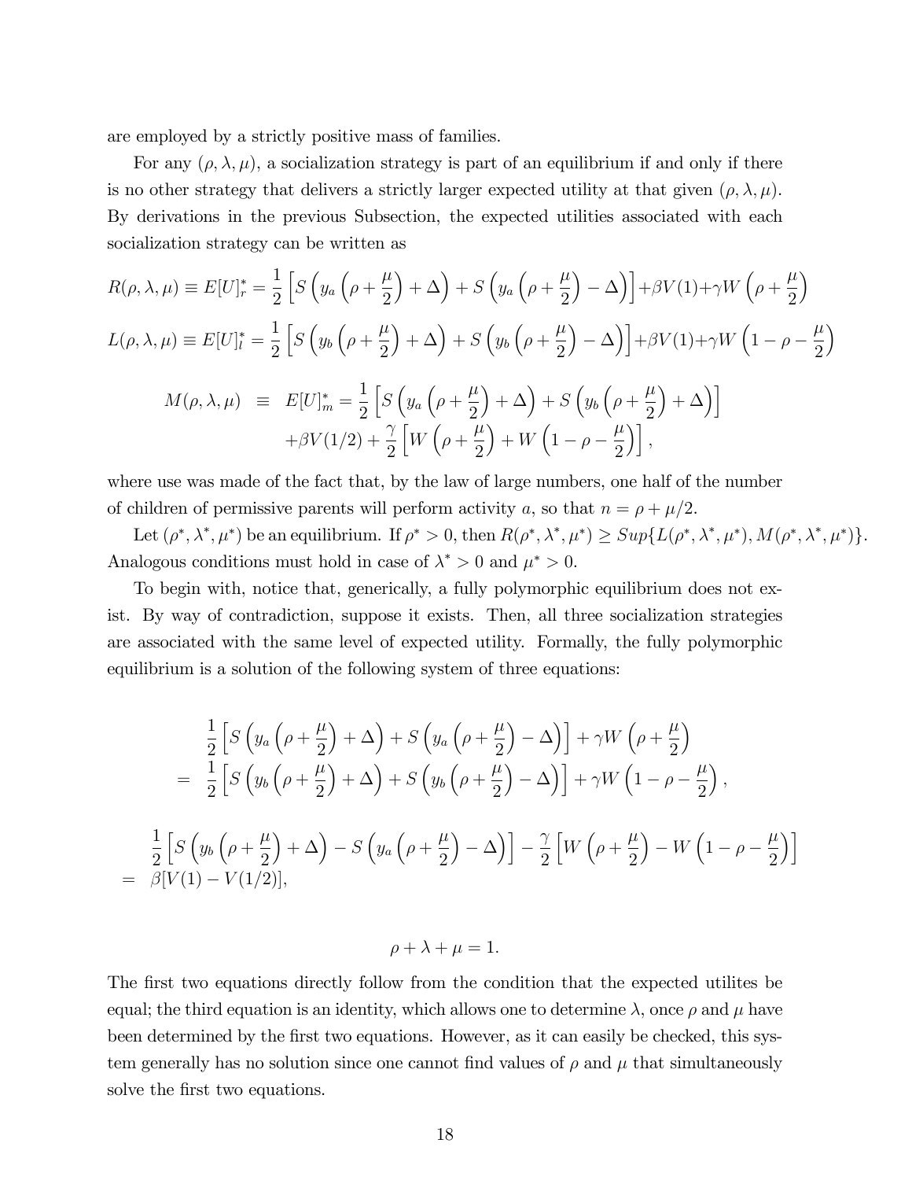are employed by a strictly positive mass of families.

For any $(\rho, \lambda, \mu)$, a socialization strategy is part of an equilibrium if and only if there is no other strategy that delivers a strictly larger expected utility at that given $(\rho, \lambda, \mu)$. By derivations in the previous Subsection, the expected utilities associated with each socialization strategy can be written as

$$R(\rho, \lambda, \mu) \equiv E[U]_r^* = \frac{1}{2}\left[S\left(y_a\left(\rho + \frac{\mu}{2}\right) + \Delta\right) + S\left(y_a\left(\rho + \frac{\mu}{2}\right) - \Delta\right)\right] + \beta V(1) + \gamma W\left(\rho + \frac{\mu}{2}\right)$$

$$L(\rho, \lambda, \mu) \equiv E[U]_l^* = \frac{1}{2}\left[S\left(y_b\left(\rho + \frac{\mu}{2}\right) + \Delta\right) + S\left(y_b\left(\rho + \frac{\mu}{2}\right) - \Delta\right)\right] + \beta V(1) + \gamma W\left(1 - \rho - \frac{\mu}{2}\right)$$

$$\begin{aligned} M(\rho, \lambda, \mu) \equiv \; & E[U]_m^* = \frac{1}{2}\left[S\left(y_a\left(\rho + \frac{\mu}{2}\right) + \Delta\right) + S\left(y_b\left(\rho + \frac{\mu}{2}\right) + \Delta\right)\right] \\ & + \beta V(1/2) + \frac{\gamma}{2}\left[W\left(\rho + \frac{\mu}{2}\right) + W\left(1 - \rho - \frac{\mu}{2}\right)\right], \end{aligned}$$

where use was made of the fact that, by the law of large numbers, one half of the number of children of permissive parents will perform activity $a$, so that $n = \rho + \mu/2$.

Let $(\rho^*, \lambda^*, \mu^*)$ be an equilibrium. If $\rho^* > 0$, then $R(\rho^*, \lambda^*, \mu^*) \geq Sup\{L(\rho^*, \lambda^*, \mu^*), M(\rho^*, \lambda^*, \mu^*)\}$. Analogous conditions must hold in case of $\lambda^* > 0$ and $\mu^* > 0$.

To begin with, notice that, generically, a fully polymorphic equilibrium does not exist. By way of contradiction, suppose it exists. Then, all three socialization strategies are associated with the same level of expected utility. Formally, the fully polymorphic equilibrium is a solution of the following system of three equations:

$$\begin{aligned} & \frac{1}{2}\left[S\left(y_a\left(\rho + \frac{\mu}{2}\right) + \Delta\right) + S\left(y_a\left(\rho + \frac{\mu}{2}\right) - \Delta\right)\right] + \gamma W\left(\rho + \frac{\mu}{2}\right) \\ = \; & \frac{1}{2}\left[S\left(y_b\left(\rho + \frac{\mu}{2}\right) + \Delta\right) + S\left(y_b\left(\rho + \frac{\mu}{2}\right) - \Delta\right)\right] + \gamma W\left(1 - \rho - \frac{\mu}{2}\right), \end{aligned}$$

$$\begin{aligned} & \frac{1}{2}\left[S\left(y_b\left(\rho + \frac{\mu}{2}\right) + \Delta\right) - S\left(y_a\left(\rho + \frac{\mu}{2}\right) - \Delta\right)\right] - \frac{\gamma}{2}\left[W\left(\rho + \frac{\mu}{2}\right) - W\left(1 - \rho - \frac{\mu}{2}\right)\right] \\ = \; & \beta[V(1) - V(1/2)], \end{aligned}$$

$$\rho + \lambda + \mu = 1.$$

The first two equations directly follow from the condition that the expected utilites be equal; the third equation is an identity, which allows one to determine $\lambda$, once $\rho$ and $\mu$ have been determined by the first two equations. However, as it can easily be checked, this system generally has no solution since one cannot find values of $\rho$ and $\mu$ that simultaneously solve the first two equations.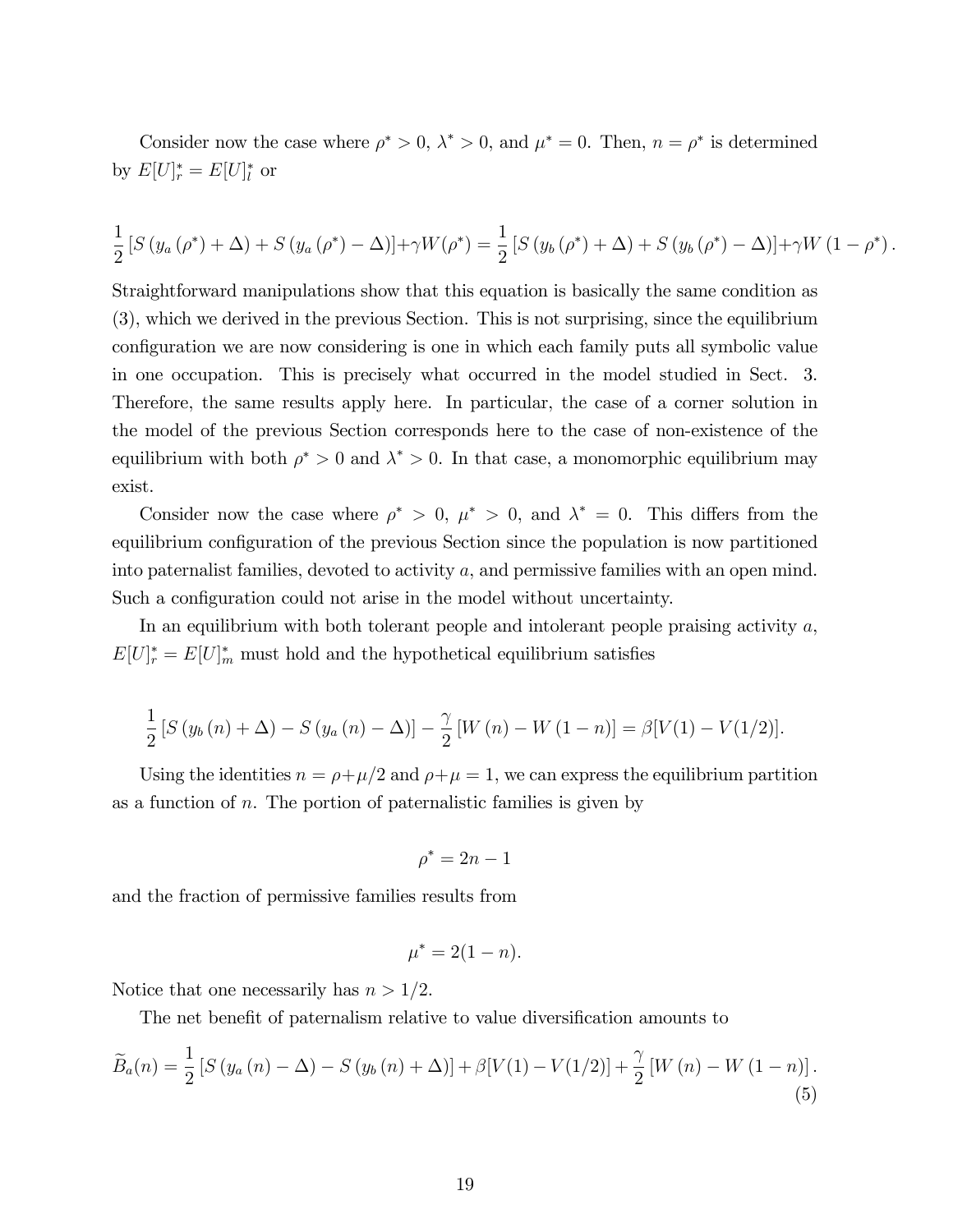Consider now the case where $\rho^* > 0$, $\lambda^* > 0$, and $\mu^* = 0$. Then, $n = \rho^*$ is determined by $E[U]_r^* = E[U]_l^*$ or

$$\frac{1}{2}\left[S\left(y_a\left(\rho^*\right)+\Delta\right)+S\left(y_a\left(\rho^*\right)-\Delta\right)\right]+\gamma W(\rho^*)=\frac{1}{2}\left[S\left(y_b\left(\rho^*\right)+\Delta\right)+S\left(y_b\left(\rho^*\right)-\Delta\right)\right]+\gamma W\left(1-\rho^*\right).$$

Straightforward manipulations show that this equation is basically the same condition as (3), which we derived in the previous Section. This is not surprising, since the equilibrium configuration we are now considering is one in which each family puts all symbolic value in one occupation. This is precisely what occurred in the model studied in Sect. 3. Therefore, the same results apply here. In particular, the case of a corner solution in the model of the previous Section corresponds here to the case of non-existence of the equilibrium with both $\rho^* > 0$ and $\lambda^* > 0$. In that case, a monomorphic equilibrium may exist.

Consider now the case where $\rho^* > 0$, $\mu^* > 0$, and $\lambda^* = 0$. This differs from the equilibrium configuration of the previous Section since the population is now partitioned into paternalist families, devoted to activity $a$, and permissive families with an open mind. Such a configuration could not arise in the model without uncertainty.

In an equilibrium with both tolerant people and intolerant people praising activity $a$, $E[U]_r^* = E[U]_m^*$ must hold and the hypothetical equilibrium satisfies

$$\frac{1}{2}\left[S\left(y_b\left(n\right)+\Delta\right)-S\left(y_a\left(n\right)-\Delta\right)\right]-\frac{\gamma}{2}\left[W\left(n\right)-W\left(1-n\right)\right]=\beta[V(1)-V(1/2)].$$

Using the identities $n = \rho + \mu/2$ and $\rho + \mu = 1$, we can express the equilibrium partition as a function of $n$. The portion of paternalistic families is given by

$$\rho^* = 2n - 1$$

and the fraction of permissive families results from

$$\mu^* = 2(1-n).$$

Notice that one necessarily has $n > 1/2$.

The net benefit of paternalism relative to value diversification amounts to

$$\widetilde{B}_a(n)=\frac{1}{2}\left[S\left(y_a\left(n\right)-\Delta\right)-S\left(y_b\left(n\right)+\Delta\right)\right]+\beta[V(1)-V(1/2)]+\frac{\gamma}{2}\left[W\left(n\right)-W\left(1-n\right)\right]. \tag{5}$$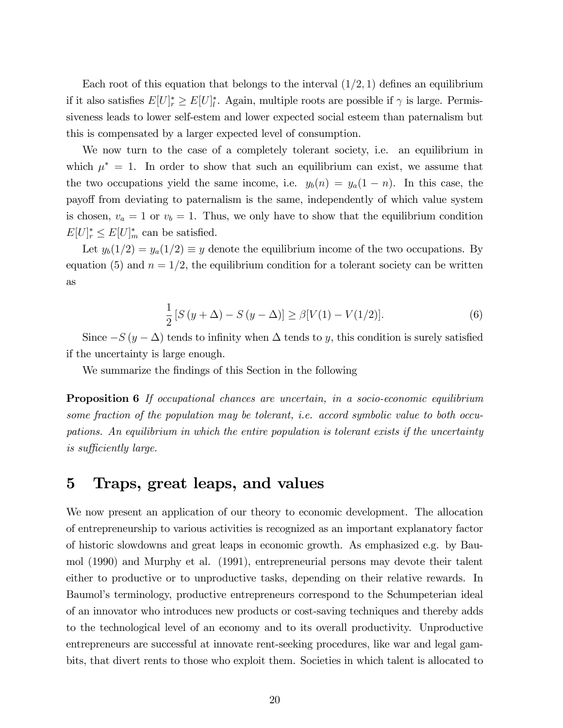Each root of this equation that belongs to the interval $(1/2, 1)$ defines an equilibrium if it also satisfies $E[U]_r^* \geq E[U]_l^*$. Again, multiple roots are possible if $\gamma$ is large. Permissiveness leads to lower self-estem and lower expected social esteem than paternalism but this is compensated by a larger expected level of consumption.

We now turn to the case of a completely tolerant society, i.e. an equilibrium in which $\mu^* = 1$. In order to show that such an equilibrium can exist, we assume that the two occupations yield the same income, i.e. $y_b(n) = y_a(1-n)$. In this case, the payoff from deviating to paternalism is the same, independently of which value system is chosen, $v_a = 1$ or $v_b = 1$. Thus, we only have to show that the equilibrium condition $E[U]_r^* \leq E[U]_m^*$ can be satisfied.

Let $y_b(1/2) = y_a(1/2) \equiv y$ denote the equilibrium income of the two occupations. By equation (5) and $n = 1/2$, the equilibrium condition for a tolerant society can be written as

$$\frac{1}{2}\left[S\left(y+\Delta\right) - S\left(y-\Delta\right)\right] \geq \beta[V(1) - V(1/2)]. \tag{6}$$

Since $-S\left(y-\Delta\right)$ tends to infinity when $\Delta$ tends to $y$, this condition is surely satisfied if the uncertainty is large enough.

We summarize the findings of this Section in the following

**Proposition 6** *If occupational chances are uncertain, in a socio-economic equilibrium some fraction of the population may be tolerant, i.e. accord symbolic value to both occupations. An equilibrium in which the entire population is tolerant exists if the uncertainty is sufficiently large.*

# 5 Traps, great leaps, and values

We now present an application of our theory to economic development. The allocation of entrepreneurship to various activities is recognized as an important explanatory factor of historic slowdowns and great leaps in economic growth. As emphasized e.g. by Baumol (1990) and Murphy et al. (1991), entrepreneurial persons may devote their talent either to productive or to unproductive tasks, depending on their relative rewards. In Baumol's terminology, productive entrepreneurs correspond to the Schumpeterian ideal of an innovator who introduces new products or cost-saving techniques and thereby adds to the technological level of an economy and to its overall productivity. Unproductive entrepreneurs are successful at innovate rent-seeking procedures, like war and legal gambits, that divert rents to those who exploit them. Societies in which talent is allocated to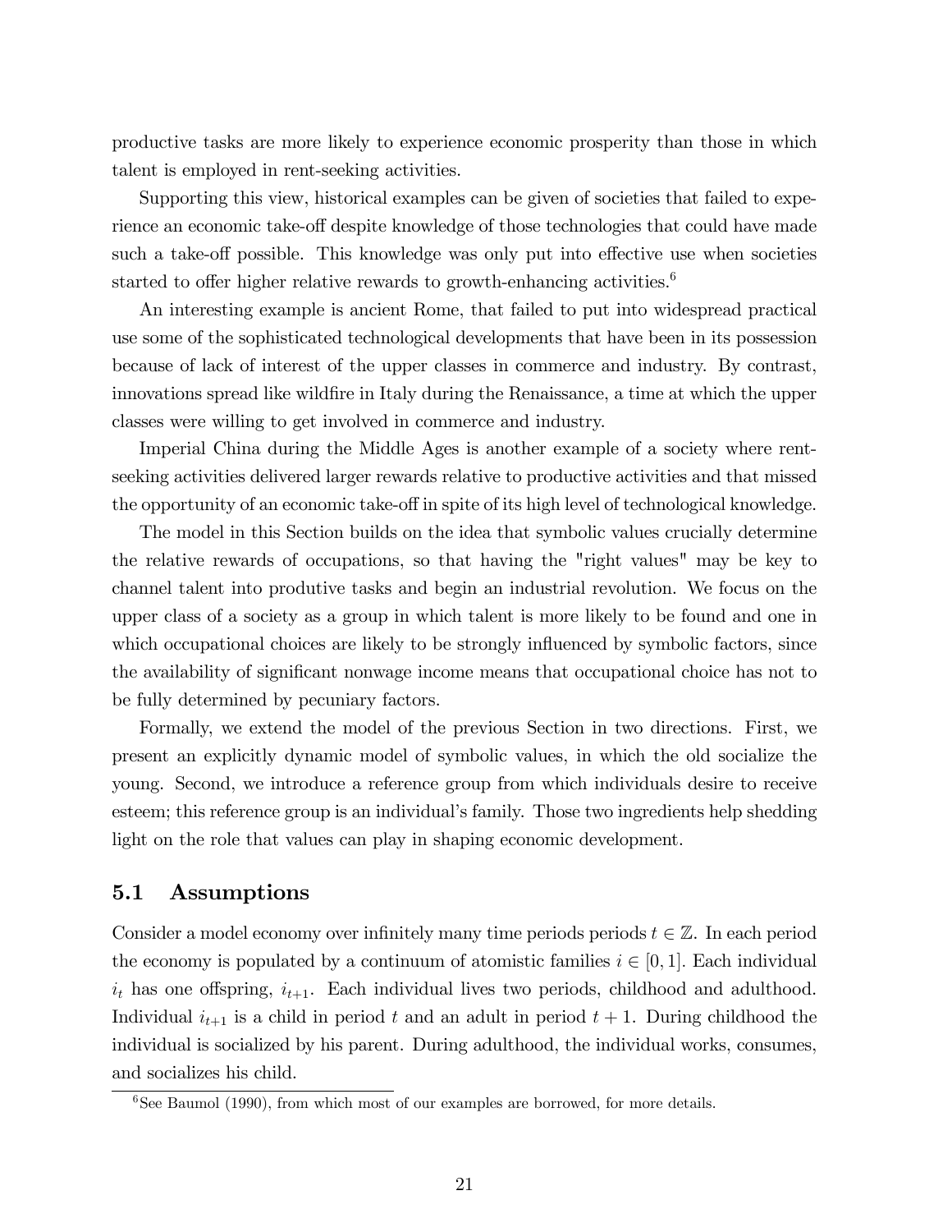productive tasks are more likely to experience economic prosperity than those in which talent is employed in rent-seeking activities.

Supporting this view, historical examples can be given of societies that failed to experience an economic take-off despite knowledge of those technologies that could have made such a take-off possible. This knowledge was only put into effective use when societies started to offer higher relative rewards to growth-enhancing activities.[6]

An interesting example is ancient Rome, that failed to put into widespread practical use some of the sophisticated technological developments that have been in its possession because of lack of interest of the upper classes in commerce and industry. By contrast, innovations spread like wildfire in Italy during the Renaissance, a time at which the upper classes were willing to get involved in commerce and industry.

Imperial China during the Middle Ages is another example of a society where rent-seeking activities delivered larger rewards relative to productive activities and that missed the opportunity of an economic take-off in spite of its high level of technological knowledge.

The model in this Section builds on the idea that symbolic values crucially determine the relative rewards of occupations, so that having the "right values" may be key to channel talent into produtive tasks and begin an industrial revolution. We focus on the upper class of a society as a group in which talent is more likely to be found and one in which occupational choices are likely to be strongly influenced by symbolic factors, since the availability of significant nonwage income means that occupational choice has not to be fully determined by pecuniary factors.

Formally, we extend the model of the previous Section in two directions. First, we present an explicitly dynamic model of symbolic values, in which the old socialize the young. Second, we introduce a reference group from which individuals desire to receive esteem; this reference group is an individual's family. Those two ingredients help shedding light on the role that values can play in shaping economic development.

## 5.1 Assumptions

Consider a model economy over infinitely many time periods periods $t \in \mathbb{Z}$. In each period the economy is populated by a continuum of atomistic families $i \in [0, 1]$. Each individual $i_t$ has one offspring, $i_{t+1}$. Each individual lives two periods, childhood and adulthood. Individual $i_{t+1}$ is a child in period $t$ and an adult in period $t+1$. During childhood the individual is socialized by his parent. During adulthood, the individual works, consumes, and socializes his child.

[6] See Baumol (1990), from which most of our examples are borrowed, for more details.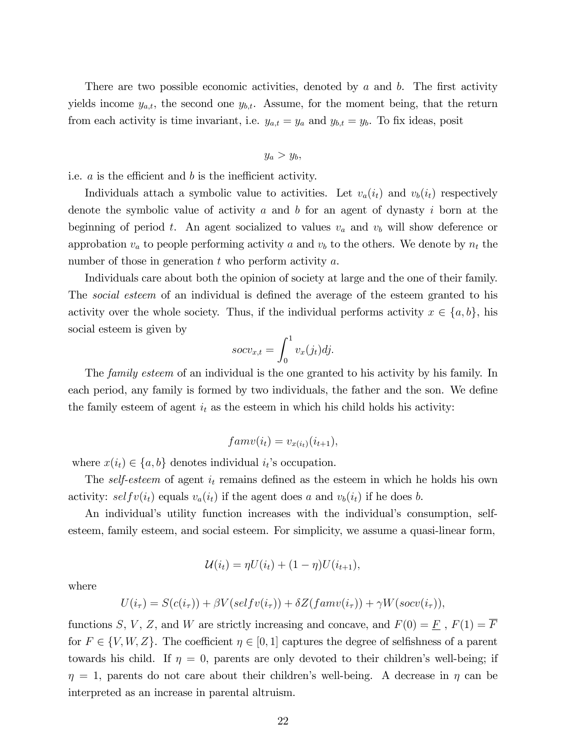There are two possible economic activities, denoted by $a$ and $b$. The first activity yields income $y_{a,t}$, the second one $y_{b,t}$. Assume, for the moment being, that the return from each activity is time invariant, i.e. $y_{a,t} = y_a$ and $y_{b,t} = y_b$. To fix ideas, posit

$$y_a > y_b,$$

i.e. $a$ is the efficient and $b$ is the inefficient activity.

Individuals attach a symbolic value to activities. Let $v_a(i_t)$ and $v_b(i_t)$ respectively denote the symbolic value of activity $a$ and $b$ for an agent of dynasty $i$ born at the beginning of period $t$. An agent socialized to values $v_a$ and $v_b$ will show deference or approbation $v_a$ to people performing activity $a$ and $v_b$ to the others. We denote by $n_t$ the number of those in generation $t$ who perform activity $a$.

Individuals care about both the opinion of society at large and the one of their family. The *social esteem* of an individual is defined the average of the esteem granted to his activity over the whole society. Thus, if the individual performs activity $x \in \{a, b\}$, his social esteem is given by

$$socv_{x,t} = \int_0^1 v_x(j_t)dj.$$

The *family esteem* of an individual is the one granted to his activity by his family. In each period, any family is formed by two individuals, the father and the son. We define the family esteem of agent $i_t$ as the esteem in which his child holds his activity:

$$famv(i_t) = v_{x(i_t)}(i_{t+1}),$$

where $x(i_t) \in \{a, b\}$ denotes individual $i_t$'s occupation.

The *self-esteem* of agent $i_t$ remains defined as the esteem in which he holds his own activity: $selfv(i_t)$ equals $v_a(i_t)$ if the agent does $a$ and $v_b(i_t)$ if he does $b$.

An individual's utility function increases with the individual's consumption, self-esteem, family esteem, and social esteem. For simplicity, we assume a quasi-linear form,

$$\mathcal{U}(i_t) = \eta U(i_t) + (1 - \eta)U(i_{t+1}),$$

where

$$U(i_\tau) = S(c(i_\tau)) + \beta V(selfv(i_\tau)) + \delta Z(famv(i_\tau)) + \gamma W(socv(i_\tau)),$$

functions $S$, $V$, $Z$, and $W$ are strictly increasing and concave, and $F(0) = \underline{F}$ , $F(1) = \overline{F}$ for $F \in \{V, W, Z\}$. The coefficient $\eta \in [0, 1]$ captures the degree of selfishness of a parent towards his child. If $\eta = 0$, parents are only devoted to their children's well-being; if $\eta = 1$, parents do not care about their children's well-being. A decrease in $\eta$ can be interpreted as an increase in parental altruism.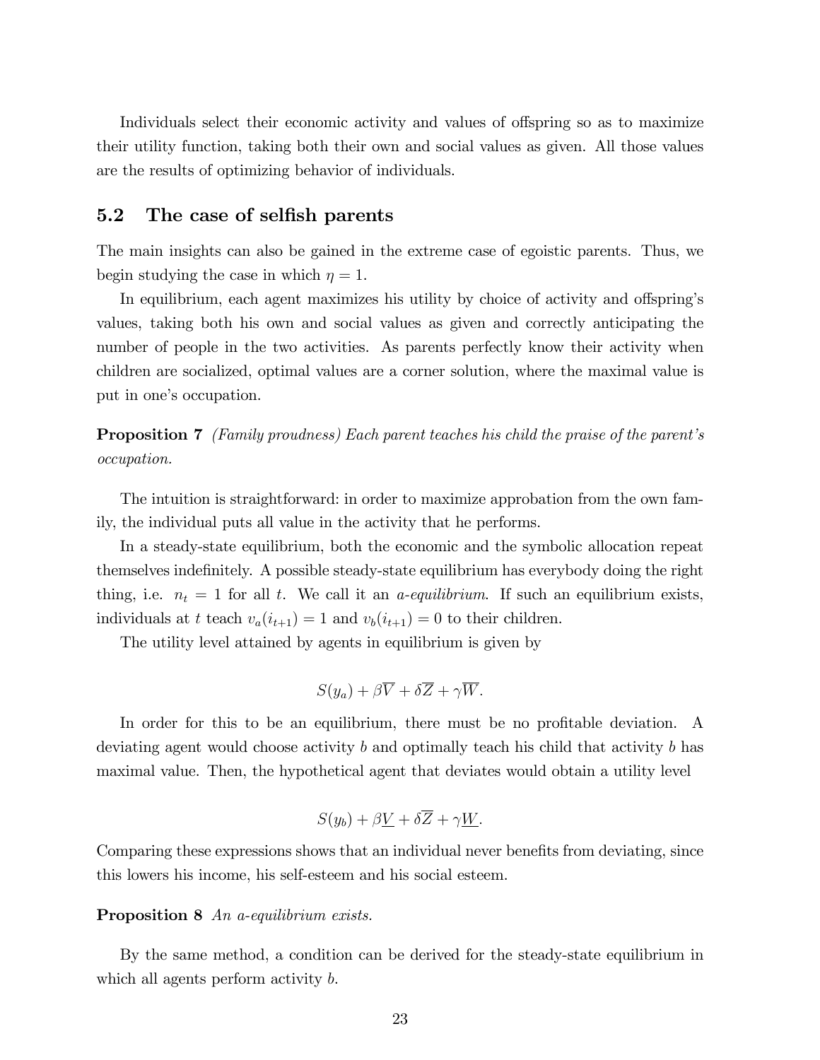Individuals select their economic activity and values of offspring so as to maximize their utility function, taking both their own and social values as given. All those values are the results of optimizing behavior of individuals.

## 5.2 The case of selfish parents

The main insights can also be gained in the extreme case of egoistic parents. Thus, we begin studying the case in which $\eta = 1$.

In equilibrium, each agent maximizes his utility by choice of activity and offspring's values, taking both his own and social values as given and correctly anticipating the number of people in the two activities. As parents perfectly know their activity when children are socialized, optimal values are a corner solution, where the maximal value is put in one's occupation.

**Proposition 7** *(Family proudness) Each parent teaches his child the praise of the parent's occupation.*

The intuition is straightforward: in order to maximize approbation from the own family, the individual puts all value in the activity that he performs.

In a steady-state equilibrium, both the economic and the symbolic allocation repeat themselves indefinitely. A possible steady-state equilibrium has everybody doing the right thing, i.e. $n_t = 1$ for all $t$. We call it an *a-equilibrium*. If such an equilibrium exists, individuals at $t$ teach $v_a(i_{t+1}) = 1$ and $v_b(i_{t+1}) = 0$ to their children.

The utility level attained by agents in equilibrium is given by

$$S(y_a) + \beta\overline{V} + \delta\overline{Z} + \gamma\overline{W}.$$

In order for this to be an equilibrium, there must be no profitable deviation. A deviating agent would choose activity $b$ and optimally teach his child that activity $b$ has maximal value. Then, the hypothetical agent that deviates would obtain a utility level

$$S(y_b) + \beta\underline{V} + \delta\overline{Z} + \gamma\underline{W}.$$

Comparing these expressions shows that an individual never benefits from deviating, since this lowers his income, his self-esteem and his social esteem.

**Proposition 8** *An a-equilibrium exists.*

By the same method, a condition can be derived for the steady-state equilibrium in which all agents perform activity $b$.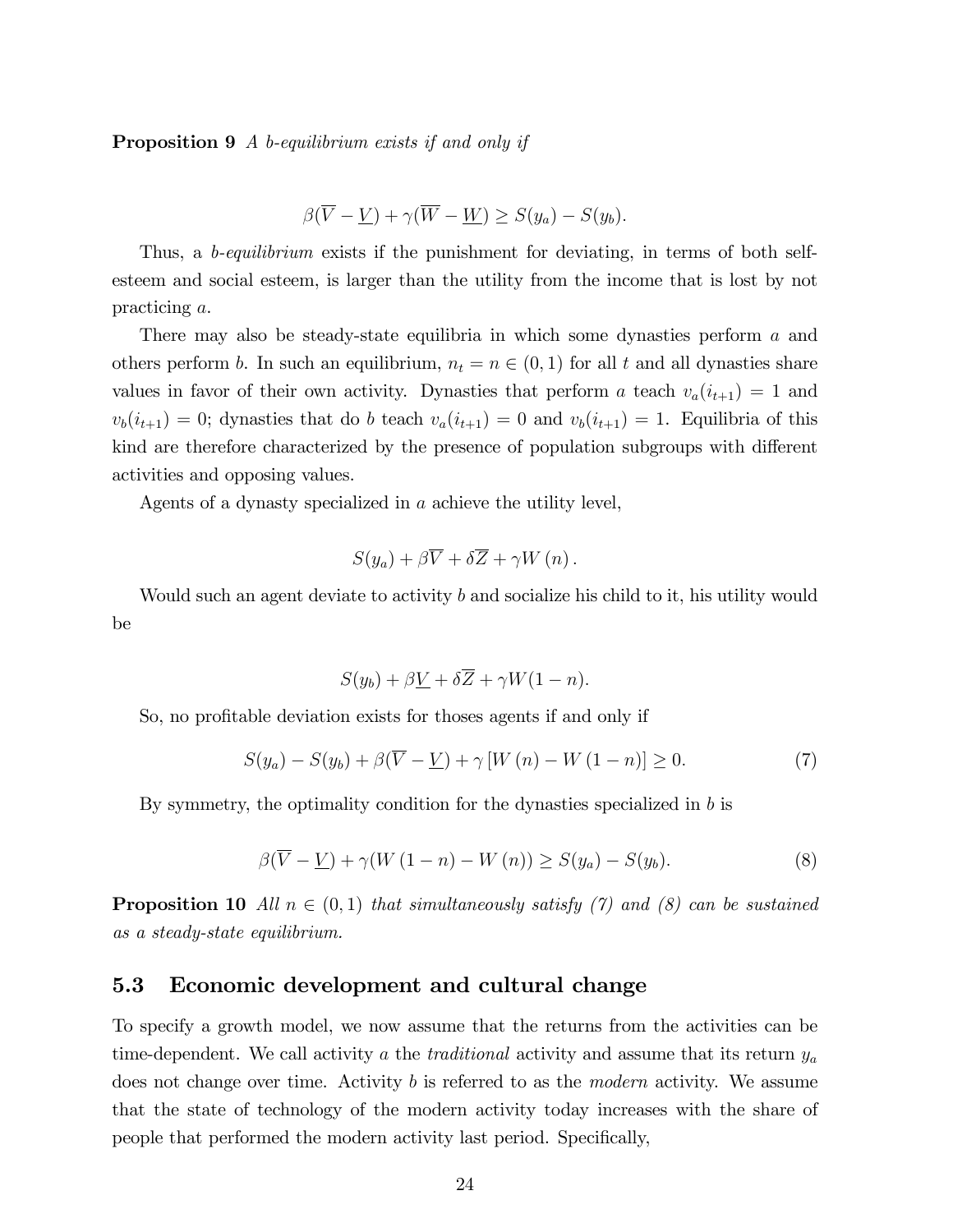**Proposition 9** *A b-equilibrium exists if and only if*

$$\beta(\overline{V} - \underline{V}) + \gamma(\overline{W} - \underline{W}) \geq S(y_a) - S(y_b).$$

Thus, a *b-equilibrium* exists if the punishment for deviating, in terms of both self-esteem and social esteem, is larger than the utility from the income that is lost by not practicing $a$.

There may also be steady-state equilibria in which some dynasties perform $a$ and others perform $b$. In such an equilibrium, $n_t = n \in (0, 1)$ for all $t$ and all dynasties share values in favor of their own activity. Dynasties that perform $a$ teach $v_a(i_{t+1}) = 1$ and $v_b(i_{t+1}) = 0$; dynasties that do $b$ teach $v_a(i_{t+1}) = 0$ and $v_b(i_{t+1}) = 1$. Equilibria of this kind are therefore characterized by the presence of population subgroups with different activities and opposing values.

Agents of a dynasty specialized in $a$ achieve the utility level,

$$S(y_a) + \beta\overline{V} + \delta\overline{Z} + \gamma W(n).$$

Would such an agent deviate to activity $b$ and socialize his child to it, his utility would be

$$S(y_b) + \beta\underline{V} + \delta\overline{Z} + \gamma W(1 - n).$$

So, no profitable deviation exists for thoses agents if and only if

$$S(y_a) - S(y_b) + \beta(\overline{V} - \underline{V}) + \gamma\left[W(n) - W(1 - n)\right] \geq 0. \tag{7}$$

By symmetry, the optimality condition for the dynasties specialized in $b$ is

$$\beta(\overline{V} - \underline{V}) + \gamma(W(1 - n) - W(n)) \geq S(y_a) - S(y_b). \tag{8}$$

**Proposition 10** *All $n \in (0, 1)$ that simultaneously satisfy (7) and (8) can be sustained as a steady-state equilibrium.*

## 5.3 Economic development and cultural change

To specify a growth model, we now assume that the returns from the activities can be time-dependent. We call activity $a$ the *traditional* activity and assume that its return $y_a$ does not change over time. Activity $b$ is referred to as the *modern* activity. We assume that the state of technology of the modern activity today increases with the share of people that performed the modern activity last period. Specifically,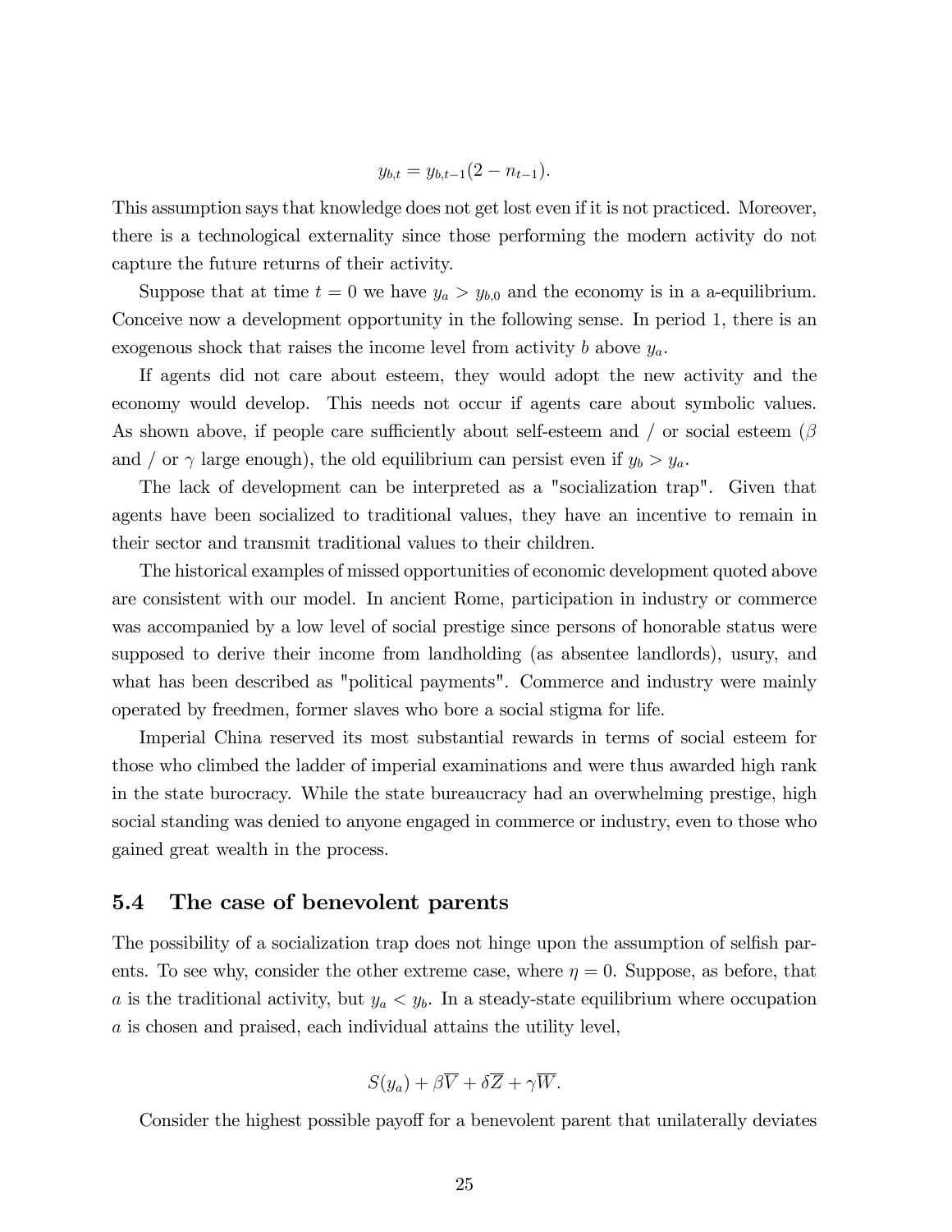$$y_{b,t} = y_{b,t-1}(2 - n_{t-1}).$$

This assumption says that knowledge does not get lost even if it is not practiced. Moreover, there is a technological externality since those performing the modern activity do not capture the future returns of their activity.

Suppose that at time $t = 0$ we have $y_a > y_{b,0}$ and the economy is in a a-equilibrium. Conceive now a development opportunity in the following sense. In period 1, there is an exogenous shock that raises the income level from activity $b$ above $y_a$.

If agents did not care about esteem, they would adopt the new activity and the economy would develop. This needs not occur if agents care about symbolic values. As shown above, if people care sufficiently about self-esteem and / or social esteem ($\beta$ and / or $\gamma$ large enough), the old equilibrium can persist even if $y_b > y_a$.

The lack of development can be interpreted as a "socialization trap". Given that agents have been socialized to traditional values, they have an incentive to remain in their sector and transmit traditional values to their children.

The historical examples of missed opportunities of economic development quoted above are consistent with our model. In ancient Rome, participation in industry or commerce was accompanied by a low level of social prestige since persons of honorable status were supposed to derive their income from landholding (as absentee landlords), usury, and what has been described as "political payments". Commerce and industry were mainly operated by freedmen, former slaves who bore a social stigma for life.

Imperial China reserved its most substantial rewards in terms of social esteem for those who climbed the ladder of imperial examinations and were thus awarded high rank in the state burocracy. While the state bureaucracy had an overwhelming prestige, high social standing was denied to anyone engaged in commerce or industry, even to those who gained great wealth in the process.

### 5.4 The case of benevolent parents

The possibility of a socialization trap does not hinge upon the assumption of selfish parents. To see why, consider the other extreme case, where $\eta = 0$. Suppose, as before, that $a$ is the traditional activity, but $y_a < y_b$. In a steady-state equilibrium where occupation $a$ is chosen and praised, each individual attains the utility level,

$$S(y_a) + \beta\overline{V} + \delta\overline{Z} + \gamma\overline{W}.$$

Consider the highest possible payoff for a benevolent parent that unilaterally deviates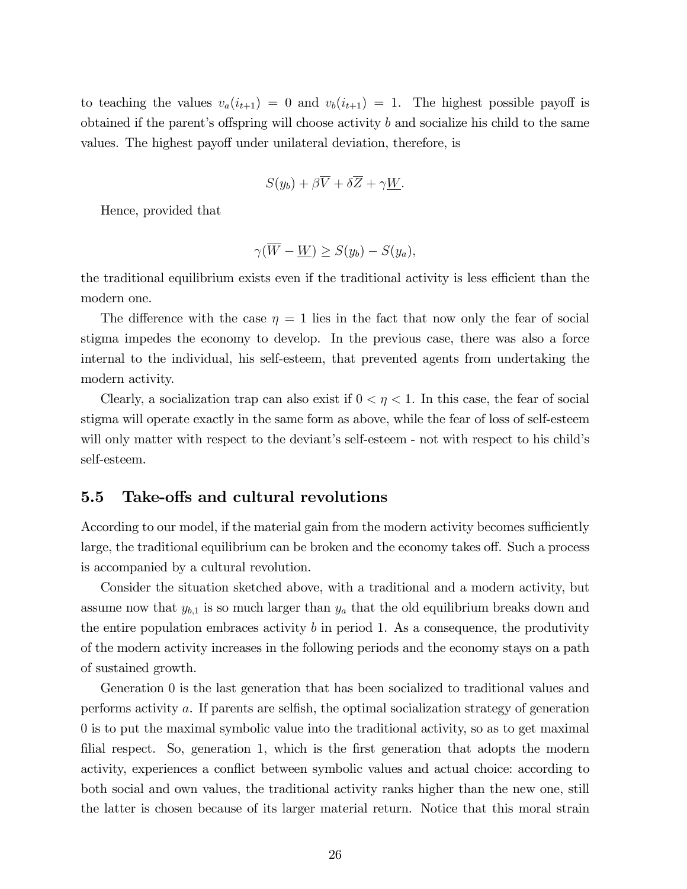to teaching the values $v_a(i_{t+1}) = 0$ and $v_b(i_{t+1}) = 1$. The highest possible payoff is obtained if the parent's offspring will choose activity $b$ and socialize his child to the same values. The highest payoff under unilateral deviation, therefore, is

$$S(y_b) + \beta\overline{V} + \delta\overline{Z} + \gamma\underline{W}.$$

Hence, provided that

$$\gamma(\overline{W} - \underline{W}) \geq S(y_b) - S(y_a),$$

the traditional equilibrium exists even if the traditional activity is less efficient than the modern one.

The difference with the case $\eta = 1$ lies in the fact that now only the fear of social stigma impedes the economy to develop. In the previous case, there was also a force internal to the individual, his self-esteem, that prevented agents from undertaking the modern activity.

Clearly, a socialization trap can also exist if $0 < \eta < 1$. In this case, the fear of social stigma will operate exactly in the same form as above, while the fear of loss of self-esteem will only matter with respect to the deviant's self-esteem - not with respect to his child's self-esteem.

### 5.5 Take-offs and cultural revolutions

According to our model, if the material gain from the modern activity becomes sufficiently large, the traditional equilibrium can be broken and the economy takes off. Such a process is accompanied by a cultural revolution.

Consider the situation sketched above, with a traditional and a modern activity, but assume now that $y_{b,1}$ is so much larger than $y_a$ that the old equilibrium breaks down and the entire population embraces activity $b$ in period 1. As a consequence, the produtivity of the modern activity increases in the following periods and the economy stays on a path of sustained growth.

Generation 0 is the last generation that has been socialized to traditional values and performs activity $a$. If parents are selfish, the optimal socialization strategy of generation 0 is to put the maximal symbolic value into the traditional activity, so as to get maximal filial respect. So, generation 1, which is the first generation that adopts the modern activity, experiences a conflict between symbolic values and actual choice: according to both social and own values, the traditional activity ranks higher than the new one, still the latter is chosen because of its larger material return. Notice that this moral strain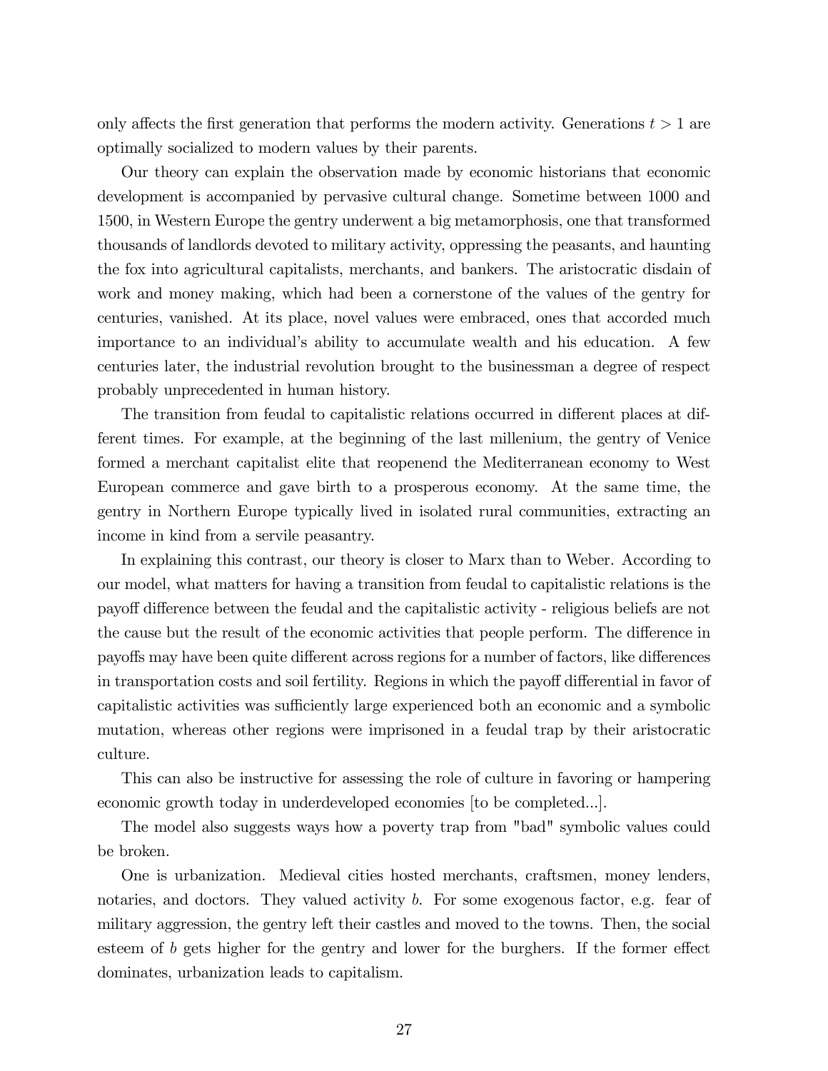only affects the first generation that performs the modern activity. Generations $t > 1$ are optimally socialized to modern values by their parents.

Our theory can explain the observation made by economic historians that economic development is accompanied by pervasive cultural change. Sometime between 1000 and 1500, in Western Europe the gentry underwent a big metamorphosis, one that transformed thousands of landlords devoted to military activity, oppressing the peasants, and haunting the fox into agricultural capitalists, merchants, and bankers. The aristocratic disdain of work and money making, which had been a cornerstone of the values of the gentry for centuries, vanished. At its place, novel values were embraced, ones that accorded much importance to an individual's ability to accumulate wealth and his education. A few centuries later, the industrial revolution brought to the businessman a degree of respect probably unprecedented in human history.

The transition from feudal to capitalistic relations occurred in different places at different times. For example, at the beginning of the last millenium, the gentry of Venice formed a merchant capitalist elite that reopenend the Mediterranean economy to West European commerce and gave birth to a prosperous economy. At the same time, the gentry in Northern Europe typically lived in isolated rural communities, extracting an income in kind from a servile peasantry.

In explaining this contrast, our theory is closer to Marx than to Weber. According to our model, what matters for having a transition from feudal to capitalistic relations is the payoff difference between the feudal and the capitalistic activity - religious beliefs are not the cause but the result of the economic activities that people perform. The difference in payoffs may have been quite different across regions for a number of factors, like differences in transportation costs and soil fertility. Regions in which the payoff differential in favor of capitalistic activities was sufficiently large experienced both an economic and a symbolic mutation, whereas other regions were imprisoned in a feudal trap by their aristocratic culture.

This can also be instructive for assessing the role of culture in favoring or hampering economic growth today in underdeveloped economies [to be completed...].

The model also suggests ways how a poverty trap from "bad" symbolic values could be broken.

One is urbanization. Medieval cities hosted merchants, craftsmen, money lenders, notaries, and doctors. They valued activity $b$. For some exogenous factor, e.g. fear of military aggression, the gentry left their castles and moved to the towns. Then, the social esteem of $b$ gets higher for the gentry and lower for the burghers. If the former effect dominates, urbanization leads to capitalism.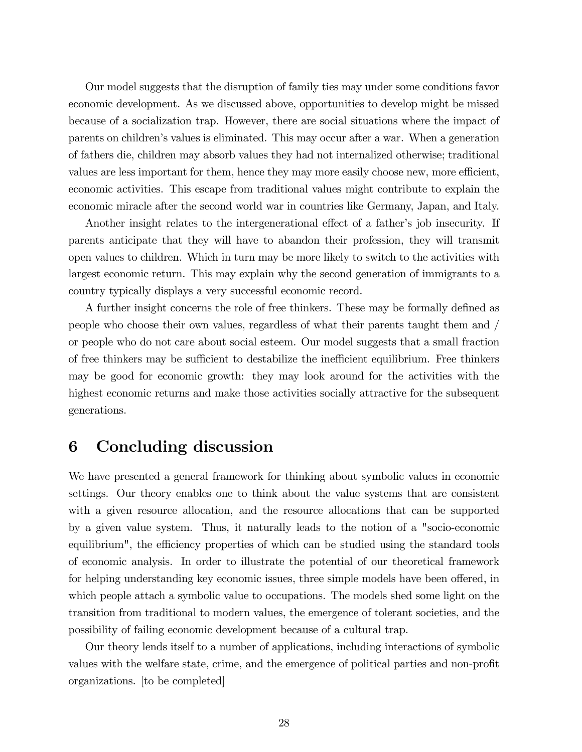Our model suggests that the disruption of family ties may under some conditions favor economic development. As we discussed above, opportunities to develop might be missed because of a socialization trap. However, there are social situations where the impact of parents on children's values is eliminated. This may occur after a war. When a generation of fathers die, children may absorb values they had not internalized otherwise; traditional values are less important for them, hence they may more easily choose new, more efficient, economic activities. This escape from traditional values might contribute to explain the economic miracle after the second world war in countries like Germany, Japan, and Italy.

Another insight relates to the intergenerational effect of a father's job insecurity. If parents anticipate that they will have to abandon their profession, they will transmit open values to children. Which in turn may be more likely to switch to the activities with largest economic return. This may explain why the second generation of immigrants to a country typically displays a very successful economic record.

A further insight concerns the role of free thinkers. These may be formally defined as people who choose their own values, regardless of what their parents taught them and / or people who do not care about social esteem. Our model suggests that a small fraction of free thinkers may be sufficient to destabilize the inefficient equilibrium. Free thinkers may be good for economic growth: they may look around for the activities with the highest economic returns and make those activities socially attractive for the subsequent generations.

# 6 Concluding discussion

We have presented a general framework for thinking about symbolic values in economic settings. Our theory enables one to think about the value systems that are consistent with a given resource allocation, and the resource allocations that can be supported by a given value system. Thus, it naturally leads to the notion of a "socio-economic equilibrium", the efficiency properties of which can be studied using the standard tools of economic analysis. In order to illustrate the potential of our theoretical framework for helping understanding key economic issues, three simple models have been offered, in which people attach a symbolic value to occupations. The models shed some light on the transition from traditional to modern values, the emergence of tolerant societies, and the possibility of failing economic development because of a cultural trap.

Our theory lends itself to a number of applications, including interactions of symbolic values with the welfare state, crime, and the emergence of political parties and non-profit organizations. [to be completed]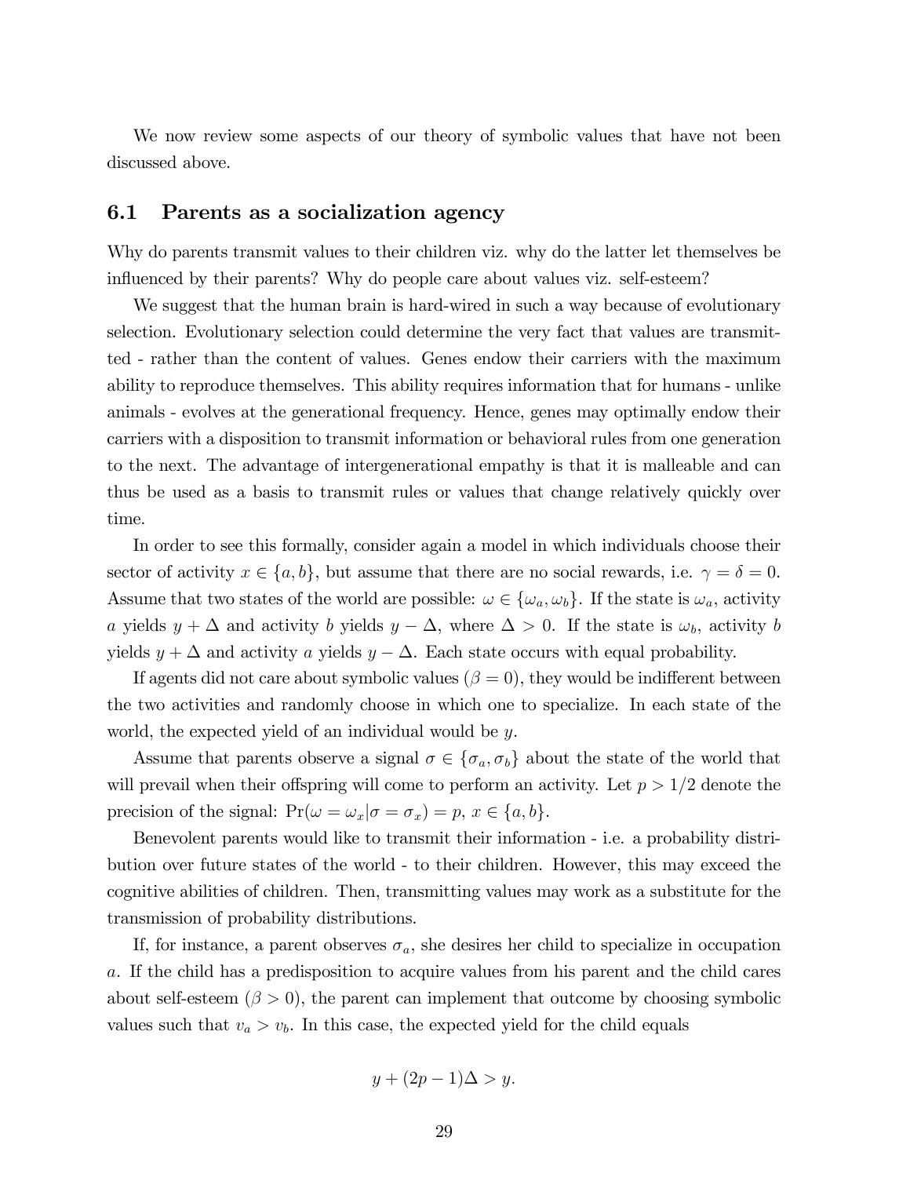We now review some aspects of our theory of symbolic values that have not been discussed above.

## 6.1 Parents as a socialization agency

Why do parents transmit values to their children viz. why do the latter let themselves be influenced by their parents? Why do people care about values viz. self-esteem?

We suggest that the human brain is hard-wired in such a way because of evolutionary selection. Evolutionary selection could determine the very fact that values are transmitted - rather than the content of values. Genes endow their carriers with the maximum ability to reproduce themselves. This ability requires information that for humans - unlike animals - evolves at the generational frequency. Hence, genes may optimally endow their carriers with a disposition to transmit information or behavioral rules from one generation to the next. The advantage of intergenerational empathy is that it is malleable and can thus be used as a basis to transmit rules or values that change relatively quickly over time.

In order to see this formally, consider again a model in which individuals choose their sector of activity $x \in \{a, b\}$, but assume that there are no social rewards, i.e. $\gamma = \delta = 0$. Assume that two states of the world are possible: $\omega \in \{\omega_a, \omega_b\}$. If the state is $\omega_a$, activity $a$ yields $y + \Delta$ and activity $b$ yields $y - \Delta$, where $\Delta > 0$. If the state is $\omega_b$, activity $b$ yields $y + \Delta$ and activity $a$ yields $y - \Delta$. Each state occurs with equal probability.

If agents did not care about symbolic values ($\beta = 0$), they would be indifferent between the two activities and randomly choose in which one to specialize. In each state of the world, the expected yield of an individual would be $y$.

Assume that parents observe a signal $\sigma \in \{\sigma_a, \sigma_b\}$ about the state of the world that will prevail when their offspring will come to perform an activity. Let $p > 1/2$ denote the precision of the signal: $\Pr(\omega = \omega_x | \sigma = \sigma_x) = p$, $x \in \{a, b\}$.

Benevolent parents would like to transmit their information - i.e. a probability distribution over future states of the world - to their children. However, this may exceed the cognitive abilities of children. Then, transmitting values may work as a substitute for the transmission of probability distributions.

If, for instance, a parent observes $\sigma_a$, she desires her child to specialize in occupation $a$. If the child has a predisposition to acquire values from his parent and the child cares about self-esteem ($\beta > 0$), the parent can implement that outcome by choosing symbolic values such that $v_a > v_b$. In this case, the expected yield for the child equals

$$y + (2p - 1)\Delta > y.$$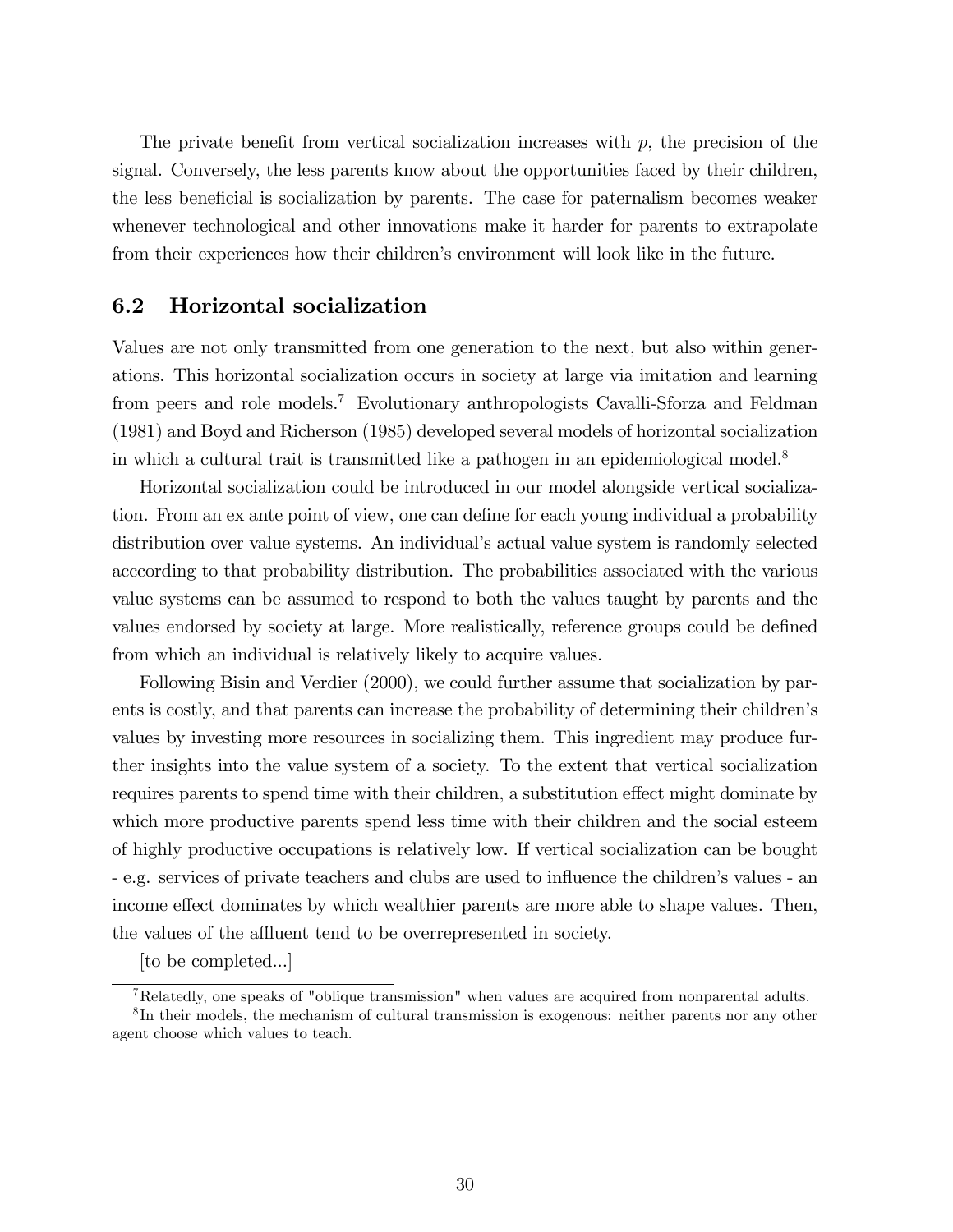The private benefit from vertical socialization increases with $p$, the precision of the signal. Conversely, the less parents know about the opportunities faced by their children, the less beneficial is socialization by parents. The case for paternalism becomes weaker whenever technological and other innovations make it harder for parents to extrapolate from their experiences how their children's environment will look like in the future.

## 6.2 Horizontal socialization

Values are not only transmitted from one generation to the next, but also within generations. This horizontal socialization occurs in society at large via imitation and learning from peers and role models.[7] Evolutionary anthropologists Cavalli-Sforza and Feldman (1981) and Boyd and Richerson (1985) developed several models of horizontal socialization in which a cultural trait is transmitted like a pathogen in an epidemiological model.[8]

Horizontal socialization could be introduced in our model alongside vertical socialization. From an ex ante point of view, one can define for each young individual a probability distribution over value systems. An individual's actual value system is randomly selected acccording to that probability distribution. The probabilities associated with the various value systems can be assumed to respond to both the values taught by parents and the values endorsed by society at large. More realistically, reference groups could be defined from which an individual is relatively likely to acquire values.

Following Bisin and Verdier (2000), we could further assume that socialization by parents is costly, and that parents can increase the probability of determining their children's values by investing more resources in socializing them. This ingredient may produce further insights into the value system of a society. To the extent that vertical socialization requires parents to spend time with their children, a substitution effect might dominate by which more productive parents spend less time with their children and the social esteem of highly productive occupations is relatively low. If vertical socialization can be bought - e.g. services of private teachers and clubs are used to influence the children's values - an income effect dominates by which wealthier parents are more able to shape values. Then, the values of the affluent tend to be overrepresented in society.

[to be completed...]

---

[7] Relatedly, one speaks of "oblique transmission" when values are acquired from nonparental adults.

[8] In their models, the mechanism of cultural transmission is exogenous: neither parents nor any other agent choose which values to teach.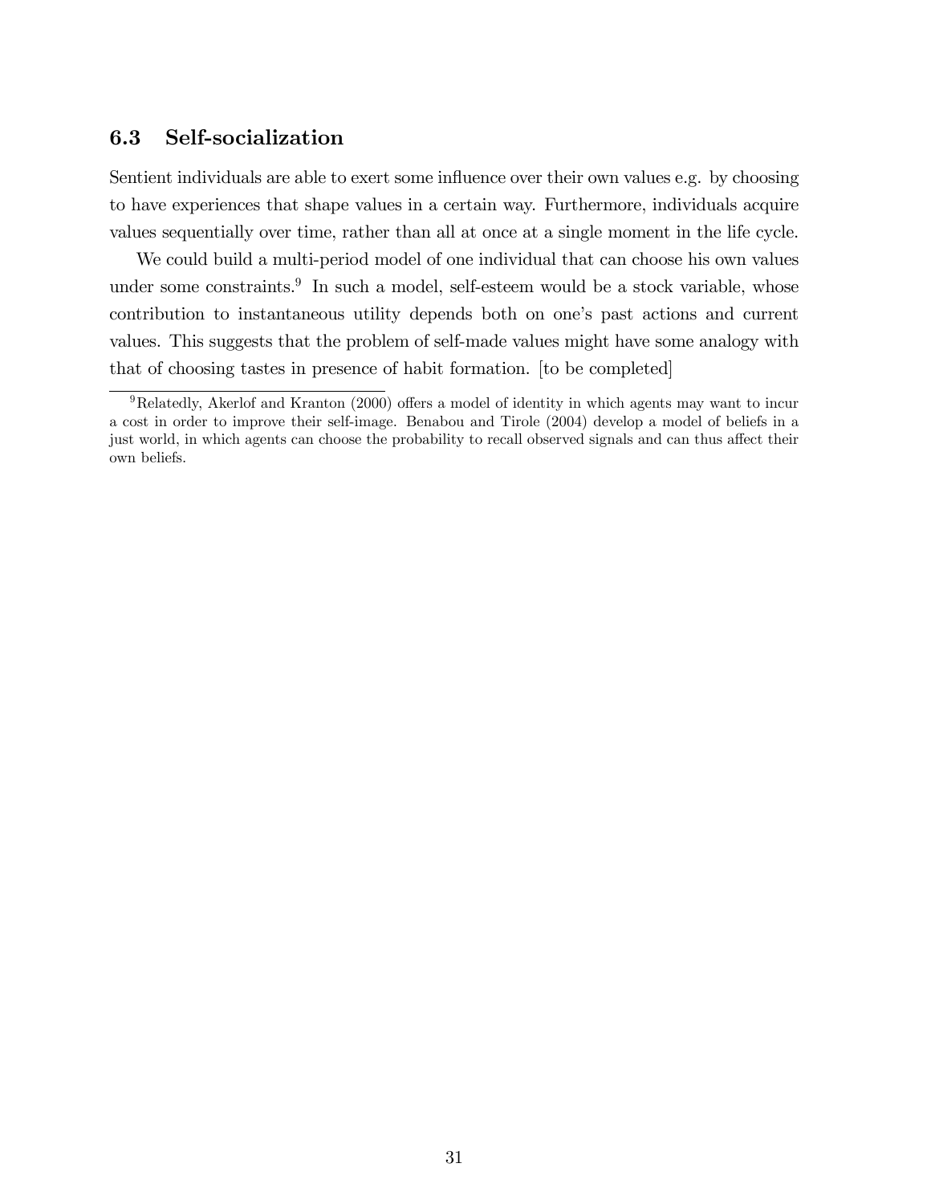### 6.3 Self-socialization

Sentient individuals are able to exert some influence over their own values e.g. by choosing to have experiences that shape values in a certain way. Furthermore, individuals acquire values sequentially over time, rather than all at once at a single moment in the life cycle.

We could build a multi-period model of one individual that can choose his own values under some constraints.[9] In such a model, self-esteem would be a stock variable, whose contribution to instantaneous utility depends both on one's past actions and current values. This suggests that the problem of self-made values might have some analogy with that of choosing tastes in presence of habit formation. [to be completed]

---

[9] Relatedly, Akerlof and Kranton (2000) offers a model of identity in which agents may want to incur a cost in order to improve their self-image. Benabou and Tirole (2004) develop a model of beliefs in a just world, in which agents can choose the probability to recall observed signals and can thus affect their own beliefs.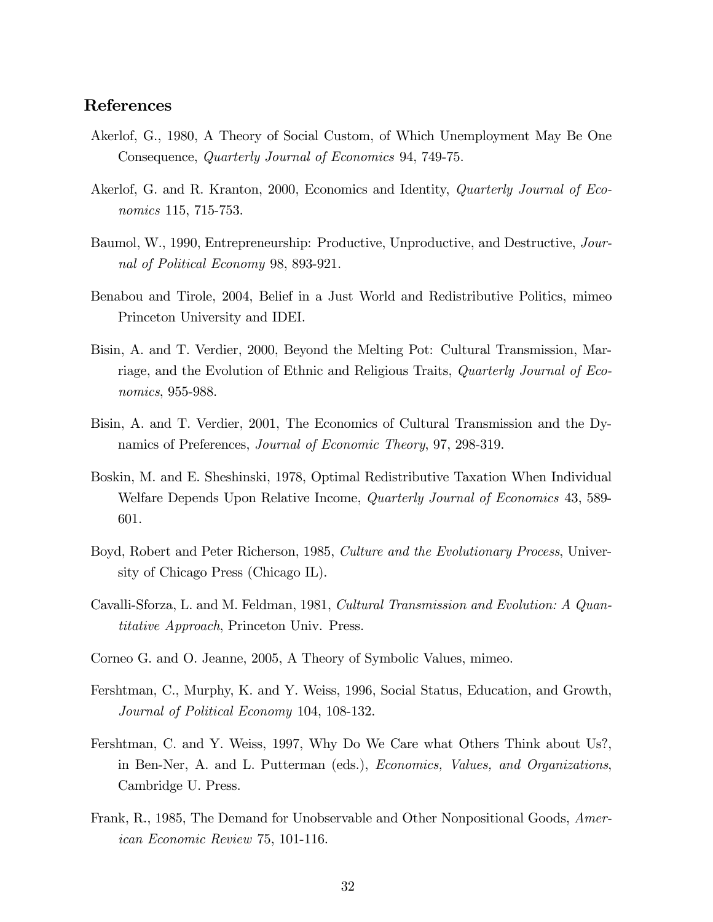## References

Akerlof, G., 1980, A Theory of Social Custom, of Which Unemployment May Be One Consequence, *Quarterly Journal of Economics* 94, 749-75.

Akerlof, G. and R. Kranton, 2000, Economics and Identity, *Quarterly Journal of Economics* 115, 715-753.

Baumol, W., 1990, Entrepreneurship: Productive, Unproductive, and Destructive, *Journal of Political Economy* 98, 893-921.

Benabou and Tirole, 2004, Belief in a Just World and Redistributive Politics, mimeo Princeton University and IDEI.

Bisin, A. and T. Verdier, 2000, Beyond the Melting Pot: Cultural Transmission, Marriage, and the Evolution of Ethnic and Religious Traits, *Quarterly Journal of Economics*, 955-988.

Bisin, A. and T. Verdier, 2001, The Economics of Cultural Transmission and the Dynamics of Preferences, *Journal of Economic Theory*, 97, 298-319.

Boskin, M. and E. Sheshinski, 1978, Optimal Redistributive Taxation When Individual Welfare Depends Upon Relative Income, *Quarterly Journal of Economics* 43, 589-601.

Boyd, Robert and Peter Richerson, 1985, *Culture and the Evolutionary Process*, University of Chicago Press (Chicago IL).

Cavalli-Sforza, L. and M. Feldman, 1981, *Cultural Transmission and Evolution: A Quantitative Approach*, Princeton Univ. Press.

Corneo G. and O. Jeanne, 2005, A Theory of Symbolic Values, mimeo.

Fershtman, C., Murphy, K. and Y. Weiss, 1996, Social Status, Education, and Growth, *Journal of Political Economy* 104, 108-132.

Fershtman, C. and Y. Weiss, 1997, Why Do We Care what Others Think about Us?, in Ben-Ner, A. and L. Putterman (eds.), *Economics, Values, and Organizations*, Cambridge U. Press.

Frank, R., 1985, The Demand for Unobservable and Other Nonpositional Goods, *American Economic Review* 75, 101-116.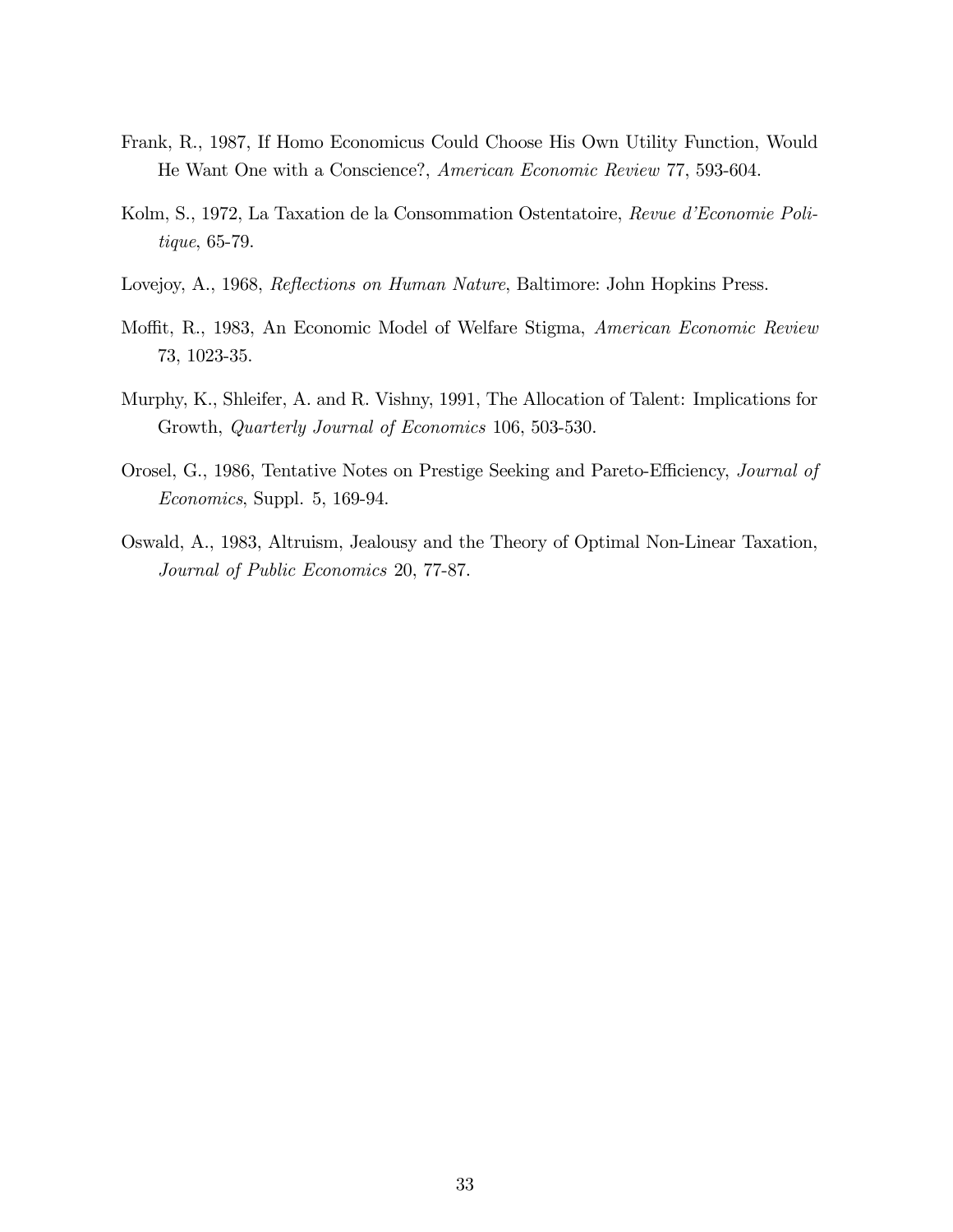Frank, R., 1987, If Homo Economicus Could Choose His Own Utility Function, Would He Want One with a Conscience?, *American Economic Review* 77, 593-604.

Kolm, S., 1972, La Taxation de la Consommation Ostentatoire, *Revue d'Economie Politique*, 65-79.

Lovejoy, A., 1968, *Reflections on Human Nature*, Baltimore: John Hopkins Press.

Moffit, R., 1983, An Economic Model of Welfare Stigma, *American Economic Review* 73, 1023-35.

Murphy, K., Shleifer, A. and R. Vishny, 1991, The Allocation of Talent: Implications for Growth, *Quarterly Journal of Economics* 106, 503-530.

Orosel, G., 1986, Tentative Notes on Prestige Seeking and Pareto-Efficiency, *Journal of Economics*, Suppl. 5, 169-94.

Oswald, A., 1983, Altruism, Jealousy and the Theory of Optimal Non-Linear Taxation, *Journal of Public Economics* 20, 77-87.